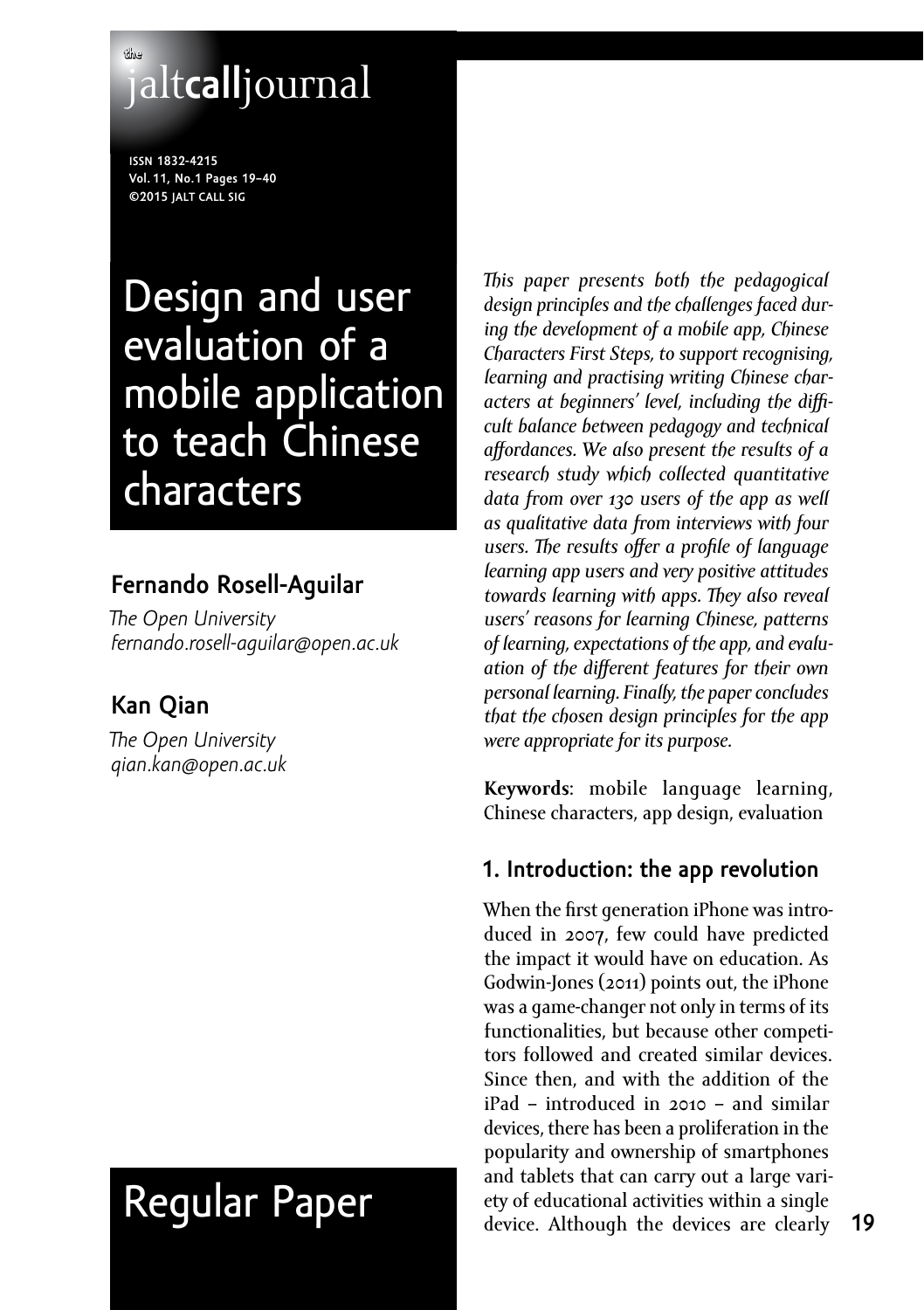# Design and user evaluation of a mobile application to teach Chinese characters

## Fernando Rosell-Aguilar

*The Open University*
*fernando.rosell-aguilar@open.ac.uk*

## Kan Qian

*The Open University*
*qian.kan@open.ac.uk*

Regular Paper

*This paper presents both the pedagogical design principles and the challenges faced during the development of a mobile app, Chinese Characters First Steps, to support recognising, learning and practising writing Chinese characters at beginners' level, including the difficult balance between pedagogy and technical affordances. We also present the results of a research study which collected quantitative data from over 130 users of the app as well as qualitative data from interviews with four users. The results offer a profile of language learning app users and very positive attitudes towards learning with apps. They also reveal users' reasons for learning Chinese, patterns of learning, expectations of the app, and evaluation of the different features for their own personal learning. Finally, the paper concludes that the chosen design principles for the app were appropriate for its purpose.*

**Keywords**: mobile language learning, Chinese characters, app design, evaluation

## 1. Introduction: the app revolution

When the first generation iPhone was introduced in 2007, few could have predicted the impact it would have on education. As Godwin-Jones (2011) points out, the iPhone was a game-changer not only in terms of its functionalities, but because other competitors followed and created similar devices. Since then, and with the addition of the iPad – introduced in 2010 – and similar devices, there has been a proliferation in the popularity and ownership of smartphones and tablets that can carry out a large variety of educational activities within a single device. Although the devices are clearly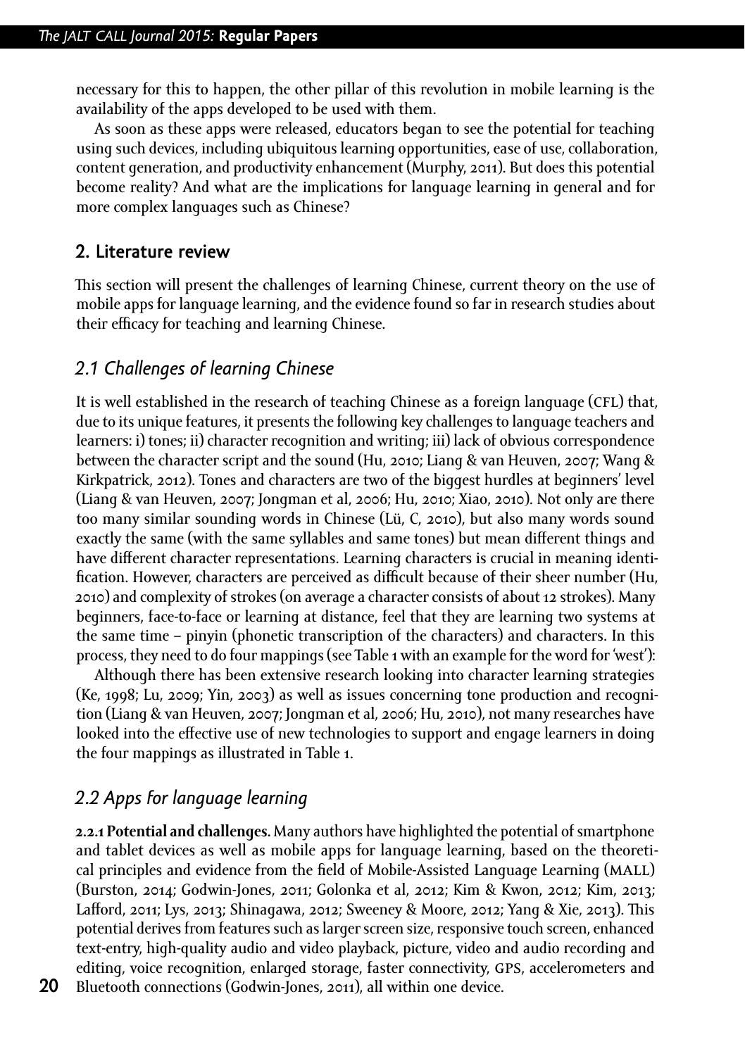necessary for this to happen, the other pillar of this revolution in mobile learning is the availability of the apps developed to be used with them.

As soon as these apps were released, educators began to see the potential for teaching using such devices, including ubiquitous learning opportunities, ease of use, collaboration, content generation, and productivity enhancement (Murphy, 2011). But does this potential become reality? And what are the implications for language learning in general and for more complex languages such as Chinese?

## 2. Literature review

This section will present the challenges of learning Chinese, current theory on the use of mobile apps for language learning, and the evidence found so far in research studies about their efficacy for teaching and learning Chinese.

### *2.1 Challenges of learning Chinese*

It is well established in the research of teaching Chinese as a foreign language (CFL) that, due to its unique features, it presents the following key challenges to language teachers and learners: i) tones; ii) character recognition and writing; iii) lack of obvious correspondence between the character script and the sound (Hu, 2010; Liang & van Heuven, 2007; Wang & Kirkpatrick, 2012). Tones and characters are two of the biggest hurdles at beginners' level (Liang & van Heuven, 2007; Jongman et al, 2006; Hu, 2010; Xiao, 2010). Not only are there too many similar sounding words in Chinese (Lü, C, 2010), but also many words sound exactly the same (with the same syllables and same tones) but mean different things and have different character representations. Learning characters is crucial in meaning identification. However, characters are perceived as difficult because of their sheer number (Hu, 2010) and complexity of strokes (on average a character consists of about 12 strokes). Many beginners, face-to-face or learning at distance, feel that they are learning two systems at the same time – pinyin (phonetic transcription of the characters) and characters. In this process, they need to do four mappings (see Table 1 with an example for the word for 'west'):

Although there has been extensive research looking into character learning strategies (Ke, 1998; Lu, 2009; Yin, 2003) as well as issues concerning tone production and recognition (Liang & van Heuven, 2007; Jongman et al, 2006; Hu, 2010), not many researches have looked into the effective use of new technologies to support and engage learners in doing the four mappings as illustrated in Table 1.

### *2.2 Apps for language learning*

**2.2.1 Potential and challenges.** Many authors have highlighted the potential of smartphone and tablet devices as well as mobile apps for language learning, based on the theoretical principles and evidence from the field of Mobile-Assisted Language Learning (MALL) (Burston, 2014; Godwin-Jones, 2011; Golonka et al, 2012; Kim & Kwon, 2012; Kim, 2013; Lafford, 2011; Lys, 2013; Shinagawa, 2012; Sweeney & Moore, 2012; Yang & Xie, 2013). This potential derives from features such as larger screen size, responsive touch screen, enhanced text-entry, high-quality audio and video playback, picture, video and audio recording and editing, voice recognition, enlarged storage, faster connectivity, GPS, accelerometers and Bluetooth connections (Godwin-Jones, 2011), all within one device.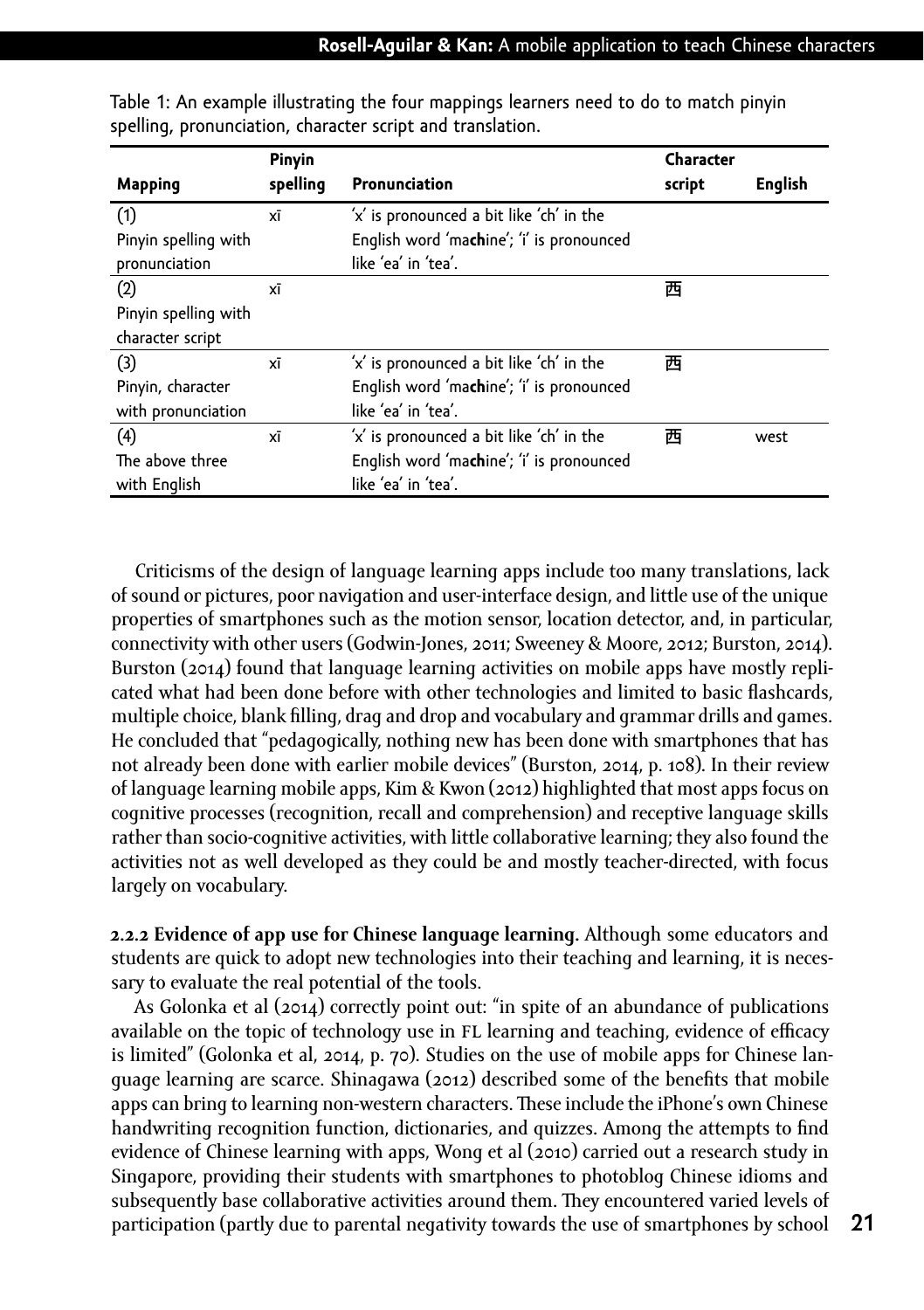Table 1: An example illustrating the four mappings learners need to do to match pinyin spelling, pronunciation, character script and translation.

| Mapping | Pinyin spelling | Pronunciation | Character script | English |
|---|---|---|---|---|
| (1) Pinyin spelling with pronunciation | xī | 'x' is pronounced a bit like 'ch' in the English word 'ma**ch**ine'; 'i' is pronounced like 'ea' in 'tea'. | | |
| (2) Pinyin spelling with character script | xī | | 西 | |
| (3) Pinyin, character with pronunciation | xī | 'x' is pronounced a bit like 'ch' in the English word 'ma**ch**ine'; 'i' is pronounced like 'ea' in 'tea'. | 西 | |
| (4) The above three with English | xī | 'x' is pronounced a bit like 'ch' in the English word 'ma**ch**ine'; 'i' is pronounced like 'ea' in 'tea'. | 西 | west |

Criticisms of the design of language learning apps include too many translations, lack of sound or pictures, poor navigation and user-interface design, and little use of the unique properties of smartphones such as the motion sensor, location detector, and, in particular, connectivity with other users (Godwin-Jones, 2011; Sweeney & Moore, 2012; Burston, 2014). Burston (2014) found that language learning activities on mobile apps have mostly replicated what had been done before with other technologies and limited to basic flashcards, multiple choice, blank filling, drag and drop and vocabulary and grammar drills and games. He concluded that "pedagogically, nothing new has been done with smartphones that has not already been done with earlier mobile devices" (Burston, 2014, p. 108). In their review of language learning mobile apps, Kim & Kwon (2012) highlighted that most apps focus on cognitive processes (recognition, recall and comprehension) and receptive language skills rather than socio-cognitive activities, with little collaborative learning; they also found the activities not as well developed as they could be and mostly teacher-directed, with focus largely on vocabulary.

**2.2.2 Evidence of app use for Chinese language learning.** Although some educators and students are quick to adopt new technologies into their teaching and learning, it is necessary to evaluate the real potential of the tools.

As Golonka et al (2014) correctly point out: "in spite of an abundance of publications available on the topic of technology use in FL learning and teaching, evidence of efficacy is limited" (Golonka et al, 2014, p. 70). Studies on the use of mobile apps for Chinese language learning are scarce. Shinagawa (2012) described some of the benefits that mobile apps can bring to learning non-western characters. These include the iPhone's own Chinese handwriting recognition function, dictionaries, and quizzes. Among the attempts to find evidence of Chinese learning with apps, Wong et al (2010) carried out a research study in Singapore, providing their students with smartphones to photoblog Chinese idioms and subsequently base collaborative activities around them. They encountered varied levels of participation (partly due to parental negativity towards the use of smartphones by school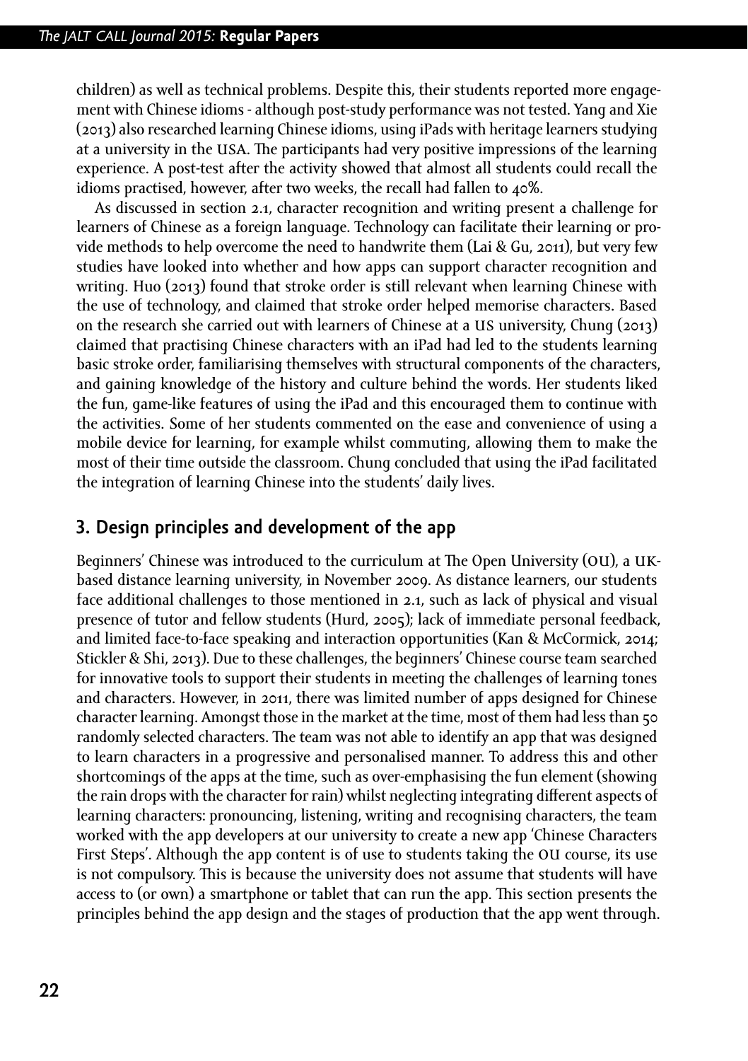children) as well as technical problems. Despite this, their students reported more engagement with Chinese idioms - although post-study performance was not tested. Yang and Xie (2013) also researched learning Chinese idioms, using iPads with heritage learners studying at a university in the USA. The participants had very positive impressions of the learning experience. A post-test after the activity showed that almost all students could recall the idioms practised, however, after two weeks, the recall had fallen to 40%.

As discussed in section 2.1, character recognition and writing present a challenge for learners of Chinese as a foreign language. Technology can facilitate their learning or provide methods to help overcome the need to handwrite them (Lai & Gu, 2011), but very few studies have looked into whether and how apps can support character recognition and writing. Huo (2013) found that stroke order is still relevant when learning Chinese with the use of technology, and claimed that stroke order helped memorise characters. Based on the research she carried out with learners of Chinese at a US university, Chung (2013) claimed that practising Chinese characters with an iPad had led to the students learning basic stroke order, familiarising themselves with structural components of the characters, and gaining knowledge of the history and culture behind the words. Her students liked the fun, game-like features of using the iPad and this encouraged them to continue with the activities. Some of her students commented on the ease and convenience of using a mobile device for learning, for example whilst commuting, allowing them to make the most of their time outside the classroom. Chung concluded that using the iPad facilitated the integration of learning Chinese into the students' daily lives.

## 3. Design principles and development of the app

Beginners' Chinese was introduced to the curriculum at The Open University (OU), a UK-based distance learning university, in November 2009. As distance learners, our students face additional challenges to those mentioned in 2.1, such as lack of physical and visual presence of tutor and fellow students (Hurd, 2005); lack of immediate personal feedback, and limited face-to-face speaking and interaction opportunities (Kan & McCormick, 2014; Stickler & Shi, 2013). Due to these challenges, the beginners' Chinese course team searched for innovative tools to support their students in meeting the challenges of learning tones and characters. However, in 2011, there was limited number of apps designed for Chinese character learning. Amongst those in the market at the time, most of them had less than 50 randomly selected characters. The team was not able to identify an app that was designed to learn characters in a progressive and personalised manner. To address this and other shortcomings of the apps at the time, such as over-emphasising the fun element (showing the rain drops with the character for rain) whilst neglecting integrating different aspects of learning characters: pronouncing, listening, writing and recognising characters, the team worked with the app developers at our university to create a new app 'Chinese Characters First Steps'. Although the app content is of use to students taking the OU course, its use is not compulsory. This is because the university does not assume that students will have access to (or own) a smartphone or tablet that can run the app. This section presents the principles behind the app design and the stages of production that the app went through.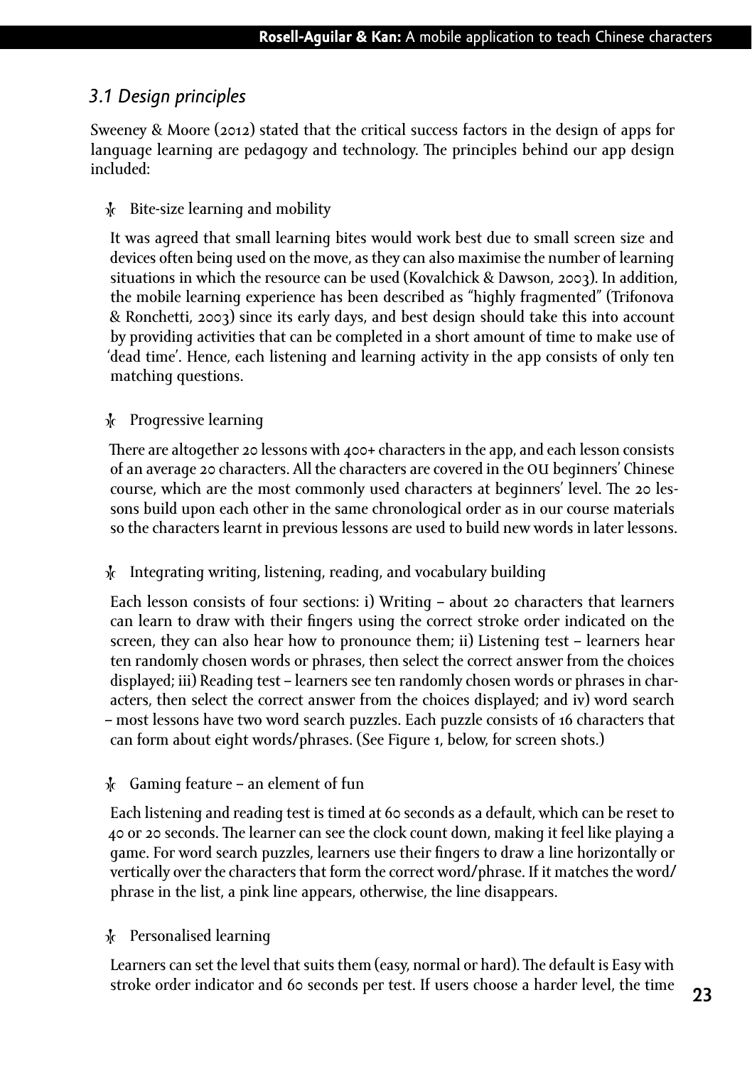### *3.1 Design principles*

Sweeney & Moore (2012) stated that the critical success factors in the design of apps for language learning are pedagogy and technology. The principles behind our app design included:

- Bite-size learning and mobility

  It was agreed that small learning bites would work best due to small screen size and devices often being used on the move, as they can also maximise the number of learning situations in which the resource can be used (Kovalchick & Dawson, 2003). In addition, the mobile learning experience has been described as "highly fragmented" (Trifonova & Ronchetti, 2003) since its early days, and best design should take this into account by providing activities that can be completed in a short amount of time to make use of 'dead time'. Hence, each listening and learning activity in the app consists of only ten matching questions.

- Progressive learning

  There are altogether 20 lessons with 400+ characters in the app, and each lesson consists of an average 20 characters. All the characters are covered in the OU beginners' Chinese course, which are the most commonly used characters at beginners' level. The 20 lessons build upon each other in the same chronological order as in our course materials so the characters learnt in previous lessons are used to build new words in later lessons.

- Integrating writing, listening, reading, and vocabulary building

  Each lesson consists of four sections: i) Writing – about 20 characters that learners can learn to draw with their fingers using the correct stroke order indicated on the screen, they can also hear how to pronounce them; ii) Listening test – learners hear ten randomly chosen words or phrases, then select the correct answer from the choices displayed; iii) Reading test – learners see ten randomly chosen words or phrases in characters, then select the correct answer from the choices displayed; and iv) word search – most lessons have two word search puzzles. Each puzzle consists of 16 characters that can form about eight words/phrases. (See Figure 1, below, for screen shots.)

- Gaming feature – an element of fun

  Each listening and reading test is timed at 60 seconds as a default, which can be reset to 40 or 20 seconds. The learner can see the clock count down, making it feel like playing a game. For word search puzzles, learners use their fingers to draw a line horizontally or vertically over the characters that form the correct word/phrase. If it matches the word/phrase in the list, a pink line appears, otherwise, the line disappears.

- Personalised learning

  Learners can set the level that suits them (easy, normal or hard). The default is Easy with stroke order indicator and 60 seconds per test. If users choose a harder level, the time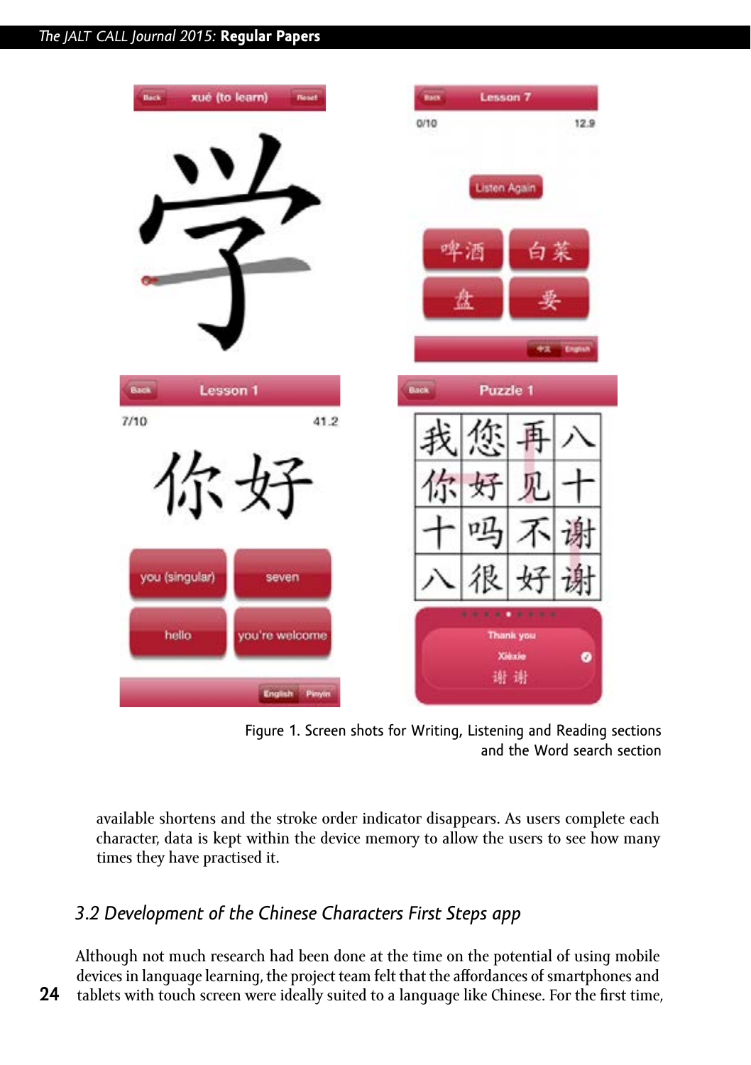Figure 1. Screen shots for Writing, Listening and Reading sections and the Word search section

available shortens and the stroke order indicator disappears. As users complete each character, data is kept within the device memory to allow the users to see how many times they have practised it.

### *3.2 Development of the Chinese Characters First Steps app*

Although not much research had been done at the time on the potential of using mobile devices in language learning, the project team felt that the affordances of smartphones and tablets with touch screen were ideally suited to a language like Chinese. For the first time,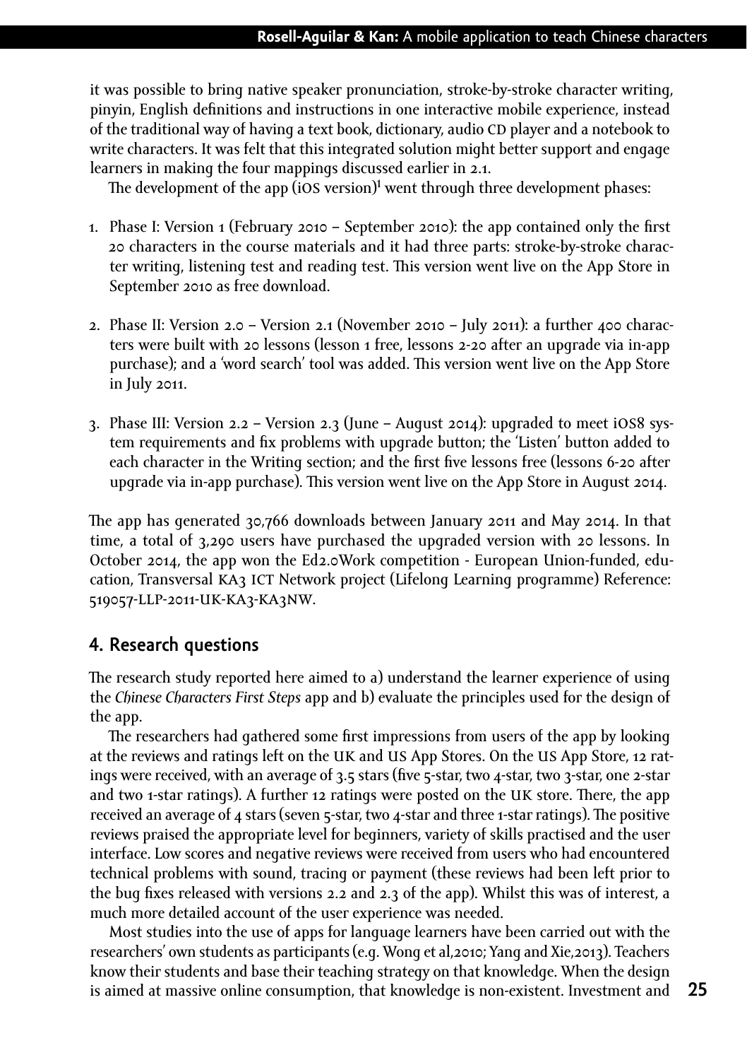it was possible to bring native speaker pronunciation, stroke-by-stroke character writing, pinyin, English definitions and instructions in one interactive mobile experience, instead of the traditional way of having a text book, dictionary, audio CD player and a notebook to write characters. It was felt that this integrated solution might better support and engage learners in making the four mappings discussed earlier in 2.1.

The development of the app (iOS version)[1] went through three development phases:

1. Phase I: Version 1 (February 2010 – September 2010): the app contained only the first 20 characters in the course materials and it had three parts: stroke-by-stroke character writing, listening test and reading test. This version went live on the App Store in September 2010 as free download.

2. Phase II: Version 2.0 – Version 2.1 (November 2010 – July 2011): a further 400 characters were built with 20 lessons (lesson 1 free, lessons 2-20 after an upgrade via in-app purchase); and a 'word search' tool was added. This version went live on the App Store in July 2011.

3. Phase III: Version 2.2 – Version 2.3 (June – August 2014): upgraded to meet iOS8 system requirements and fix problems with upgrade button; the 'Listen' button added to each character in the Writing section; and the first five lessons free (lessons 6-20 after upgrade via in-app purchase). This version went live on the App Store in August 2014.

The app has generated 30,766 downloads between January 2011 and May 2014. In that time, a total of 3,290 users have purchased the upgraded version with 20 lessons. In October 2014, the app won the Ed2.0Work competition - European Union-funded, education, Transversal KA3 ICT Network project (Lifelong Learning programme) Reference: 519057-LLP-2011-UK-KA3-KA3NW.

## 4. Research questions

The research study reported here aimed to a) understand the learner experience of using the *Chinese Characters First Steps* app and b) evaluate the principles used for the design of the app.

The researchers had gathered some first impressions from users of the app by looking at the reviews and ratings left on the UK and US App Stores. On the US App Store, 12 ratings were received, with an average of 3.5 stars (five 5-star, two 4-star, two 3-star, one 2-star and two 1-star ratings). A further 12 ratings were posted on the UK store. There, the app received an average of 4 stars (seven 5-star, two 4-star and three 1-star ratings). The positive reviews praised the appropriate level for beginners, variety of skills practised and the user interface. Low scores and negative reviews were received from users who had encountered technical problems with sound, tracing or payment (these reviews had been left prior to the bug fixes released with versions 2.2 and 2.3 of the app). Whilst this was of interest, a much more detailed account of the user experience was needed.

Most studies into the use of apps for language learners have been carried out with the researchers' own students as participants (e.g. Wong et al,2010; Yang and Xie,2013). Teachers know their students and base their teaching strategy on that knowledge. When the design is aimed at massive online consumption, that knowledge is non-existent. Investment and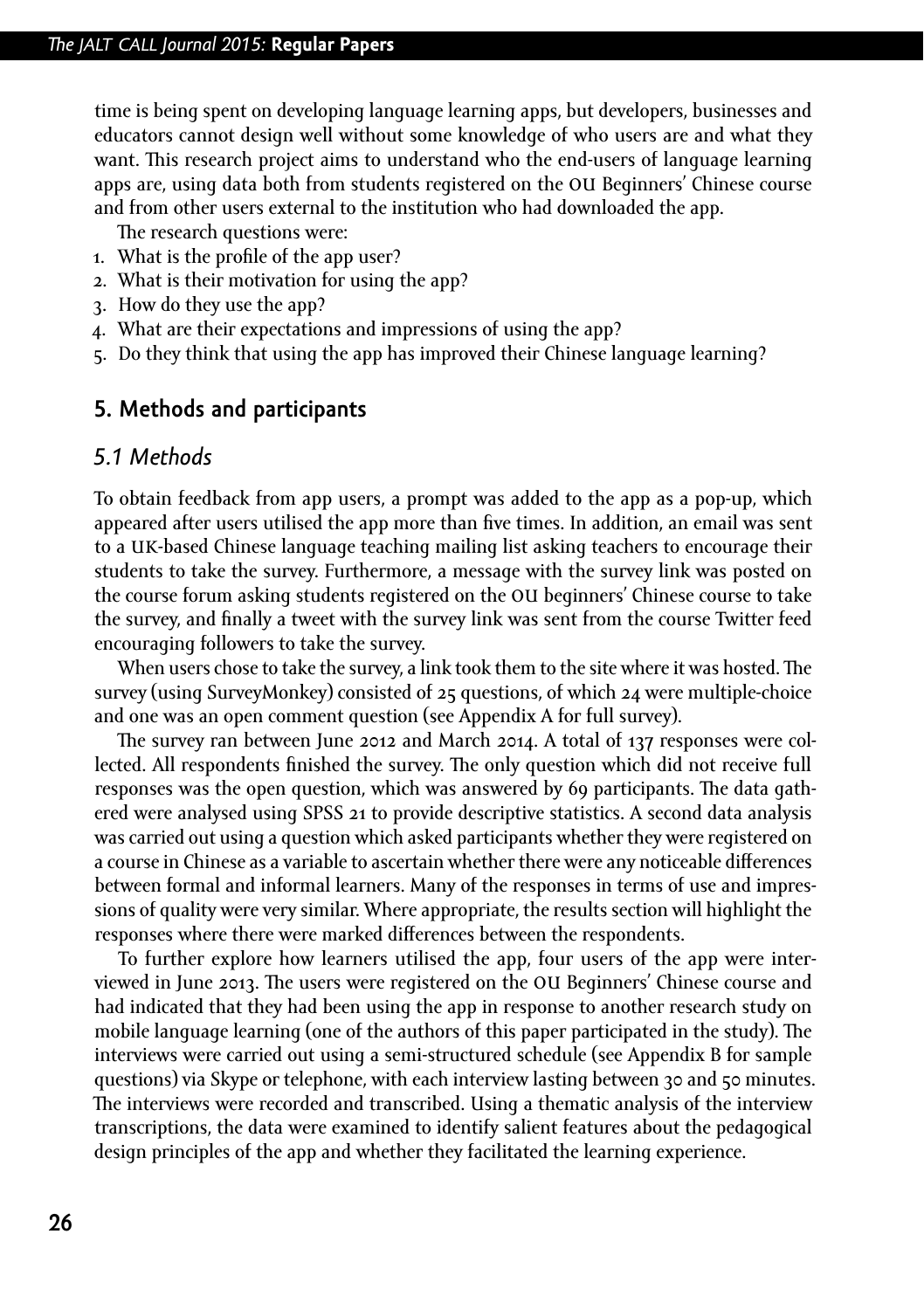time is being spent on developing language learning apps, but developers, businesses and educators cannot design well without some knowledge of who users are and what they want. This research project aims to understand who the end-users of language learning apps are, using data both from students registered on the OU Beginners' Chinese course and from other users external to the institution who had downloaded the app.

The research questions were:

1. What is the profile of the app user?
2. What is their motivation for using the app?
3. How do they use the app?
4. What are their expectations and impressions of using the app?
5. Do they think that using the app has improved their Chinese language learning?

## 5. Methods and participants

### 5.1 Methods

To obtain feedback from app users, a prompt was added to the app as a pop-up, which appeared after users utilised the app more than five times. In addition, an email was sent to a UK-based Chinese language teaching mailing list asking teachers to encourage their students to take the survey. Furthermore, a message with the survey link was posted on the course forum asking students registered on the OU beginners' Chinese course to take the survey, and finally a tweet with the survey link was sent from the course Twitter feed encouraging followers to take the survey.

When users chose to take the survey, a link took them to the site where it was hosted. The survey (using SurveyMonkey) consisted of 25 questions, of which 24 were multiple-choice and one was an open comment question (see Appendix A for full survey).

The survey ran between June 2012 and March 2014. A total of 137 responses were collected. All respondents finished the survey. The only question which did not receive full responses was the open question, which was answered by 69 participants. The data gathered were analysed using SPSS 21 to provide descriptive statistics. A second data analysis was carried out using a question which asked participants whether they were registered on a course in Chinese as a variable to ascertain whether there were any noticeable differences between formal and informal learners. Many of the responses in terms of use and impressions of quality were very similar. Where appropriate, the results section will highlight the responses where there were marked differences between the respondents.

To further explore how learners utilised the app, four users of the app were interviewed in June 2013. The users were registered on the OU Beginners' Chinese course and had indicated that they had been using the app in response to another research study on mobile language learning (one of the authors of this paper participated in the study). The interviews were carried out using a semi-structured schedule (see Appendix B for sample questions) via Skype or telephone, with each interview lasting between 30 and 50 minutes. The interviews were recorded and transcribed. Using a thematic analysis of the interview transcriptions, the data were examined to identify salient features about the pedagogical design principles of the app and whether they facilitated the learning experience.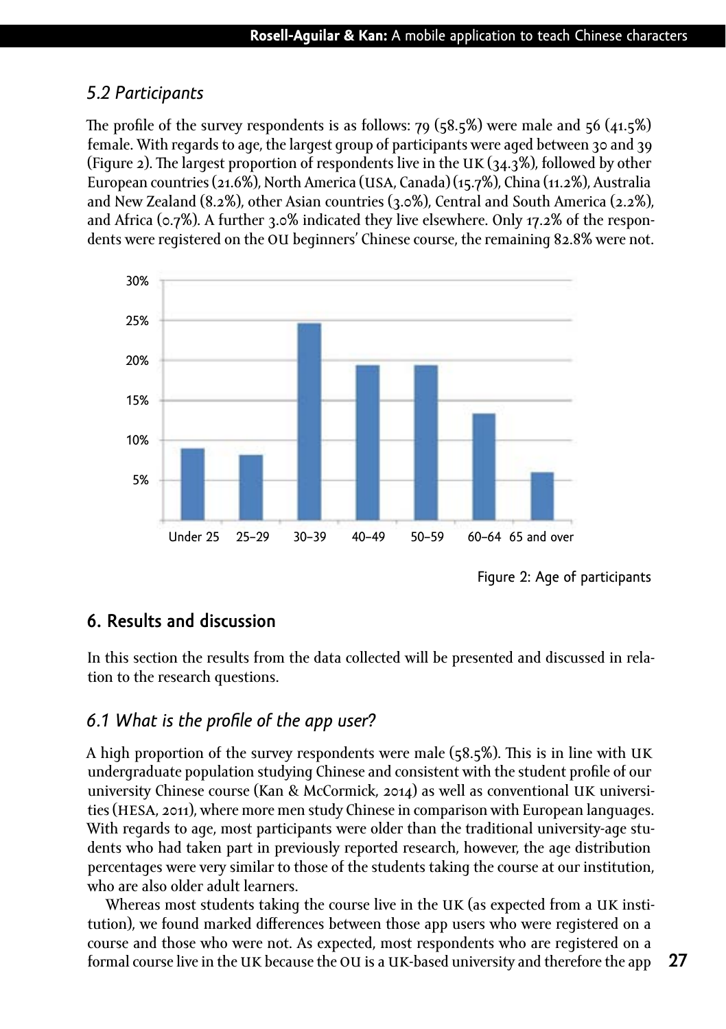### 5.2 Participants

The profile of the survey respondents is as follows: 79 (58.5%) were male and 56 (41.5%) female. With regards to age, the largest group of participants were aged between 30 and 39 (Figure 2). The largest proportion of respondents live in the UK (34.3%), followed by other European countries (21.6%), North America (USA, Canada) (15.7%), China (11.2%), Australia and New Zealand (8.2%), other Asian countries (3.0%), Central and South America (2.2%), and Africa (0.7%). A further 3.0% indicated they live elsewhere. Only 17.2% of the respondents were registered on the OU beginners' Chinese course, the remaining 82.8% were not.

Figure 2: Age of participants

## 6. Results and discussion

In this section the results from the data collected will be presented and discussed in relation to the research questions.

### 6.1 What is the profile of the app user?

A high proportion of the survey respondents were male (58.5%). This is in line with UK undergraduate population studying Chinese and consistent with the student profile of our university Chinese course (Kan & McCormick, 2014) as well as conventional UK universities (HESA, 2011), where more men study Chinese in comparison with European languages. With regards to age, most participants were older than the traditional university-age students who had taken part in previously reported research, however, the age distribution percentages were very similar to those of the students taking the course at our institution, who are also older adult learners.

Whereas most students taking the course live in the UK (as expected from a UK institution), we found marked differences between those app users who were registered on a course and those who were not. As expected, most respondents who are registered on a formal course live in the UK because the OU is a UK-based university and therefore the app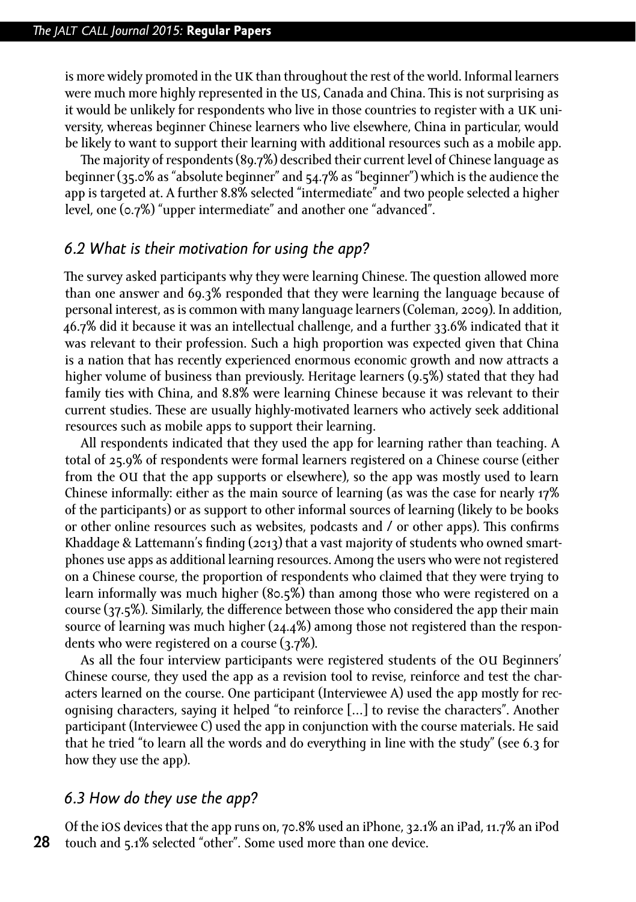is more widely promoted in the UK than throughout the rest of the world. Informal learners were much more highly represented in the US, Canada and China. This is not surprising as it would be unlikely for respondents who live in those countries to register with a UK university, whereas beginner Chinese learners who live elsewhere, China in particular, would be likely to want to support their learning with additional resources such as a mobile app.

The majority of respondents (89.7%) described their current level of Chinese language as beginner (35.0% as "absolute beginner" and 54.7% as "beginner") which is the audience the app is targeted at. A further 8.8% selected "intermediate" and two people selected a higher level, one (0.7%) "upper intermediate" and another one "advanced".

### *6.2 What is their motivation for using the app?*

The survey asked participants why they were learning Chinese. The question allowed more than one answer and 69.3% responded that they were learning the language because of personal interest, as is common with many language learners (Coleman, 2009). In addition, 46.7% did it because it was an intellectual challenge, and a further 33.6% indicated that it was relevant to their profession. Such a high proportion was expected given that China is a nation that has recently experienced enormous economic growth and now attracts a higher volume of business than previously. Heritage learners (9.5%) stated that they had family ties with China, and 8.8% were learning Chinese because it was relevant to their current studies. These are usually highly-motivated learners who actively seek additional resources such as mobile apps to support their learning.

All respondents indicated that they used the app for learning rather than teaching. A total of 25.9% of respondents were formal learners registered on a Chinese course (either from the OU that the app supports or elsewhere), so the app was mostly used to learn Chinese informally: either as the main source of learning (as was the case for nearly 17% of the participants) or as support to other informal sources of learning (likely to be books or other online resources such as websites, podcasts and / or other apps). This confirms Khaddage & Lattemann's finding (2013) that a vast majority of students who owned smartphones use apps as additional learning resources. Among the users who were not registered on a Chinese course, the proportion of respondents who claimed that they were trying to learn informally was much higher (80.5%) than among those who were registered on a course (37.5%). Similarly, the difference between those who considered the app their main source of learning was much higher (24.4%) among those not registered than the respondents who were registered on a course (3.7%).

As all the four interview participants were registered students of the OU Beginners' Chinese course, they used the app as a revision tool to revise, reinforce and test the characters learned on the course. One participant (Interviewee A) used the app mostly for recognising characters, saying it helped "to reinforce [...] to revise the characters". Another participant (Interviewee C) used the app in conjunction with the course materials. He said that he tried "to learn all the words and do everything in line with the study" (see 6.3 for how they use the app).

### *6.3 How do they use the app?*

Of the iOS devices that the app runs on, 70.8% used an iPhone, 32.1% an iPad, 11.7% an iPod touch and 5.1% selected "other". Some used more than one device.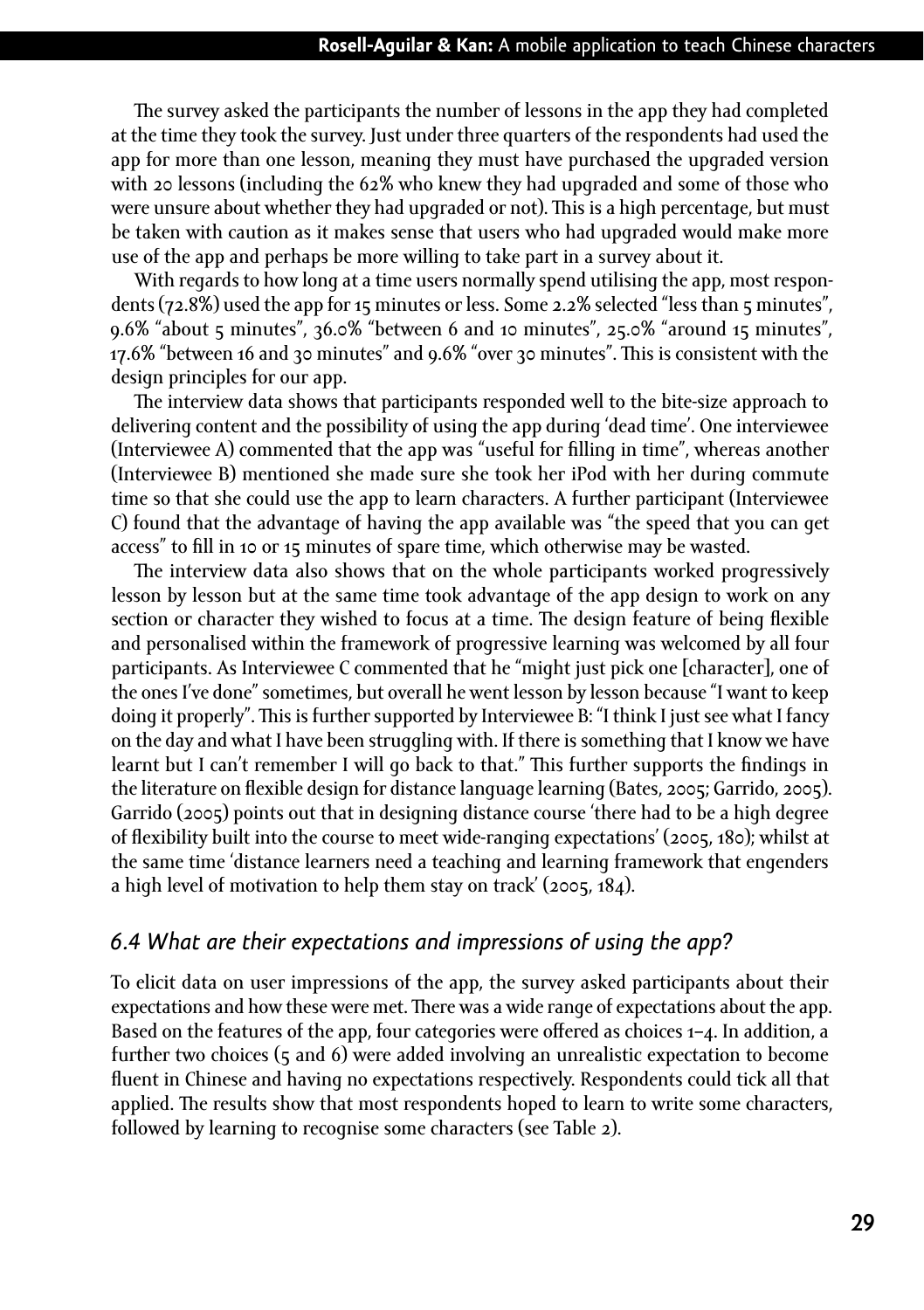The survey asked the participants the number of lessons in the app they had completed at the time they took the survey. Just under three quarters of the respondents had used the app for more than one lesson, meaning they must have purchased the upgraded version with 20 lessons (including the 62% who knew they had upgraded and some of those who were unsure about whether they had upgraded or not). This is a high percentage, but must be taken with caution as it makes sense that users who had upgraded would make more use of the app and perhaps be more willing to take part in a survey about it.

With regards to how long at a time users normally spend utilising the app, most respondents (72.8%) used the app for 15 minutes or less. Some 2.2% selected "less than 5 minutes", 9.6% "about 5 minutes", 36.0% "between 6 and 10 minutes", 25.0% "around 15 minutes", 17.6% "between 16 and 30 minutes" and 9.6% "over 30 minutes". This is consistent with the design principles for our app.

The interview data shows that participants responded well to the bite-size approach to delivering content and the possibility of using the app during 'dead time'. One interviewee (Interviewee A) commented that the app was "useful for filling in time", whereas another (Interviewee B) mentioned she made sure she took her iPod with her during commute time so that she could use the app to learn characters. A further participant (Interviewee C) found that the advantage of having the app available was "the speed that you can get access" to fill in 10 or 15 minutes of spare time, which otherwise may be wasted.

The interview data also shows that on the whole participants worked progressively lesson by lesson but at the same time took advantage of the app design to work on any section or character they wished to focus at a time. The design feature of being flexible and personalised within the framework of progressive learning was welcomed by all four participants. As Interviewee C commented that he "might just pick one [character], one of the ones I've done" sometimes, but overall he went lesson by lesson because "I want to keep doing it properly". This is further supported by Interviewee B: "I think I just see what I fancy on the day and what I have been struggling with. If there is something that I know we have learnt but I can't remember I will go back to that." This further supports the findings in the literature on flexible design for distance language learning (Bates, 2005; Garrido, 2005). Garrido (2005) points out that in designing distance course 'there had to be a high degree of flexibility built into the course to meet wide-ranging expectations' (2005, 180); whilst at the same time 'distance learners need a teaching and learning framework that engenders a high level of motivation to help them stay on track' (2005, 184).

### *6.4 What are their expectations and impressions of using the app?*

To elicit data on user impressions of the app, the survey asked participants about their expectations and how these were met. There was a wide range of expectations about the app. Based on the features of the app, four categories were offered as choices 1–4. In addition, a further two choices (5 and 6) were added involving an unrealistic expectation to become fluent in Chinese and having no expectations respectively. Respondents could tick all that applied. The results show that most respondents hoped to learn to write some characters, followed by learning to recognise some characters (see Table 2).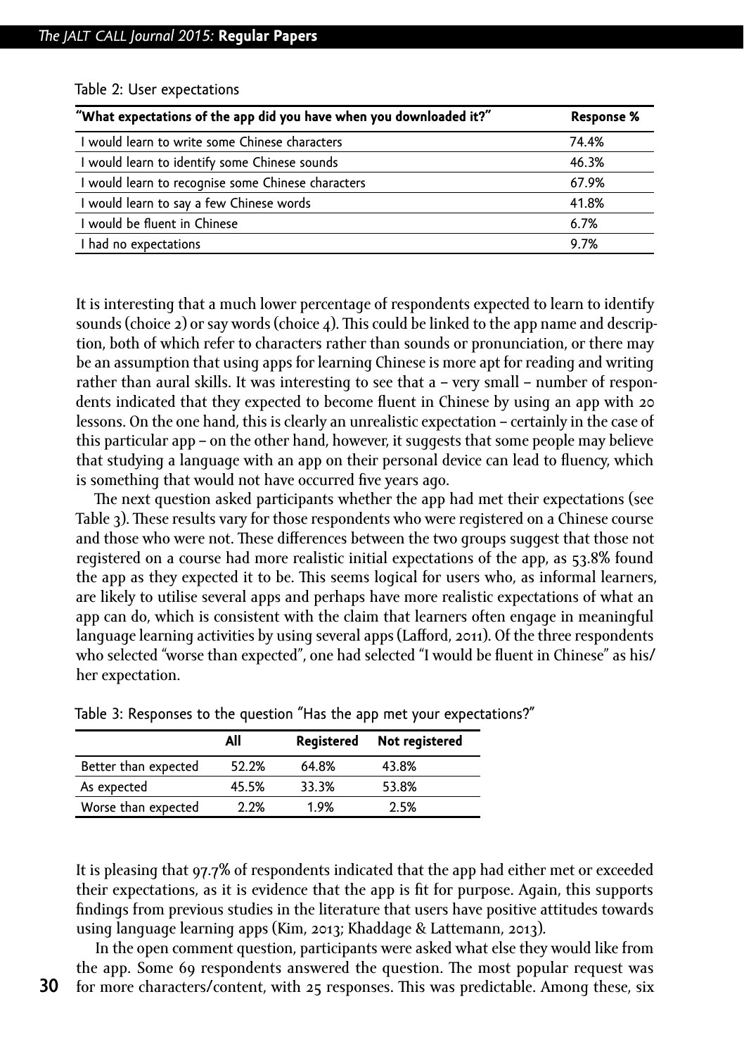Table 2: User expectations

| "What expectations of the app did you have when you downloaded it?" | Response % |
| --- | --- |
| I would learn to write some Chinese characters | 74.4% |
| I would learn to identify some Chinese sounds | 46.3% |
| I would learn to recognise some Chinese characters | 67.9% |
| I would learn to say a few Chinese words | 41.8% |
| I would be fluent in Chinese | 6.7% |
| I had no expectations | 9.7% |

It is interesting that a much lower percentage of respondents expected to learn to identify sounds (choice 2) or say words (choice 4). This could be linked to the app name and description, both of which refer to characters rather than sounds or pronunciation, or there may be an assumption that using apps for learning Chinese is more apt for reading and writing rather than aural skills. It was interesting to see that a – very small – number of respondents indicated that they expected to become fluent in Chinese by using an app with 20 lessons. On the one hand, this is clearly an unrealistic expectation – certainly in the case of this particular app – on the other hand, however, it suggests that some people may believe that studying a language with an app on their personal device can lead to fluency, which is something that would not have occurred five years ago.

The next question asked participants whether the app had met their expectations (see Table 3). These results vary for those respondents who were registered on a Chinese course and those who were not. These differences between the two groups suggest that those not registered on a course had more realistic initial expectations of the app, as 53.8% found the app as they expected it to be. This seems logical for users who, as informal learners, are likely to utilise several apps and perhaps have more realistic expectations of what an app can do, which is consistent with the claim that learners often engage in meaningful language learning activities by using several apps (Lafford, 2011). Of the three respondents who selected "worse than expected", one had selected "I would be fluent in Chinese" as his/her expectation.

Table 3: Responses to the question "Has the app met your expectations?"

| | All | Registered | Not registered |
| --- | --- | --- | --- |
| Better than expected | 52.2% | 64.8% | 43.8% |
| As expected | 45.5% | 33.3% | 53.8% |
| Worse than expected | 2.2% | 1.9% | 2.5% |

It is pleasing that 97.7% of respondents indicated that the app had either met or exceeded their expectations, as it is evidence that the app is fit for purpose. Again, this supports findings from previous studies in the literature that users have positive attitudes towards using language learning apps (Kim, 2013; Khaddage & Lattemann, 2013).

In the open comment question, participants were asked what else they would like from the app. Some 69 respondents answered the question. The most popular request was for more characters/content, with 25 responses. This was predictable. Among these, six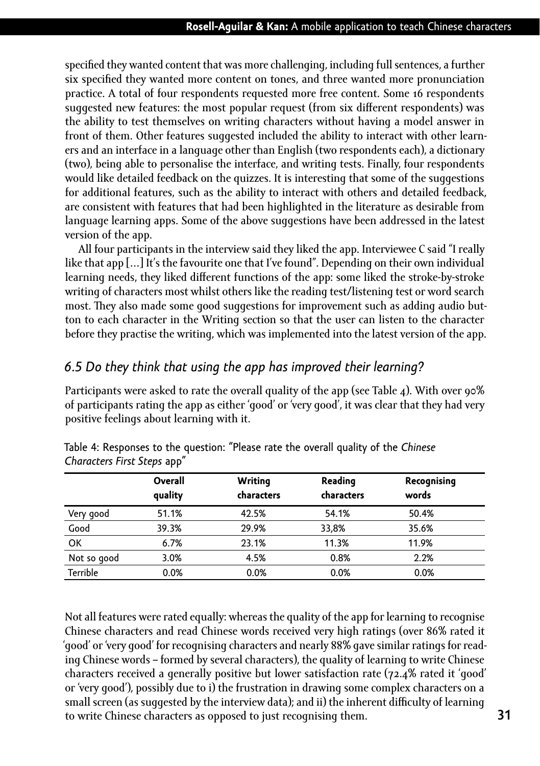specified they wanted content that was more challenging, including full sentences, a further six specified they wanted more content on tones, and three wanted more pronunciation practice. A total of four respondents requested more free content. Some 16 respondents suggested new features: the most popular request (from six different respondents) was the ability to test themselves on writing characters without having a model answer in front of them. Other features suggested included the ability to interact with other learners and an interface in a language other than English (two respondents each), a dictionary (two), being able to personalise the interface, and writing tests. Finally, four respondents would like detailed feedback on the quizzes. It is interesting that some of the suggestions for additional features, such as the ability to interact with others and detailed feedback, are consistent with features that had been highlighted in the literature as desirable from language learning apps. Some of the above suggestions have been addressed in the latest version of the app.

All four participants in the interview said they liked the app. Interviewee C said "I really like that app [...] It's the favourite one that I've found". Depending on their own individual learning needs, they liked different functions of the app: some liked the stroke-by-stroke writing of characters most whilst others like the reading test/listening test or word search most. They also made some good suggestions for improvement such as adding audio button to each character in the Writing section so that the user can listen to the character before they practise the writing, which was implemented into the latest version of the app.

### *6.5 Do they think that using the app has improved their learning?*

Participants were asked to rate the overall quality of the app (see Table 4). With over 90% of participants rating the app as either 'good' or 'very good', it was clear that they had very positive feelings about learning with it.

Table 4: Responses to the question: "Please rate the overall quality of the *Chinese Characters First Steps* app"

| | **Overall quality** | **Writing characters** | **Reading characters** | **Recognising words** |
|---|---|---|---|---|
| Very good | 51.1% | 42.5% | 54.1% | 50.4% |
| Good | 39.3% | 29.9% | 33,8% | 35.6% |
| OK | 6.7% | 23.1% | 11.3% | 11.9% |
| Not so good | 3.0% | 4.5% | 0.8% | 2.2% |
| Terrible | 0.0% | 0.0% | 0.0% | 0.0% |

Not all features were rated equally: whereas the quality of the app for learning to recognise Chinese characters and read Chinese words received very high ratings (over 86% rated it 'good' or 'very good' for recognising characters and nearly 88% gave similar ratings for reading Chinese words – formed by several characters), the quality of learning to write Chinese characters received a generally positive but lower satisfaction rate (72.4% rated it 'good' or 'very good'), possibly due to i) the frustration in drawing some complex characters on a small screen (as suggested by the interview data); and ii) the inherent difficulty of learning to write Chinese characters as opposed to just recognising them.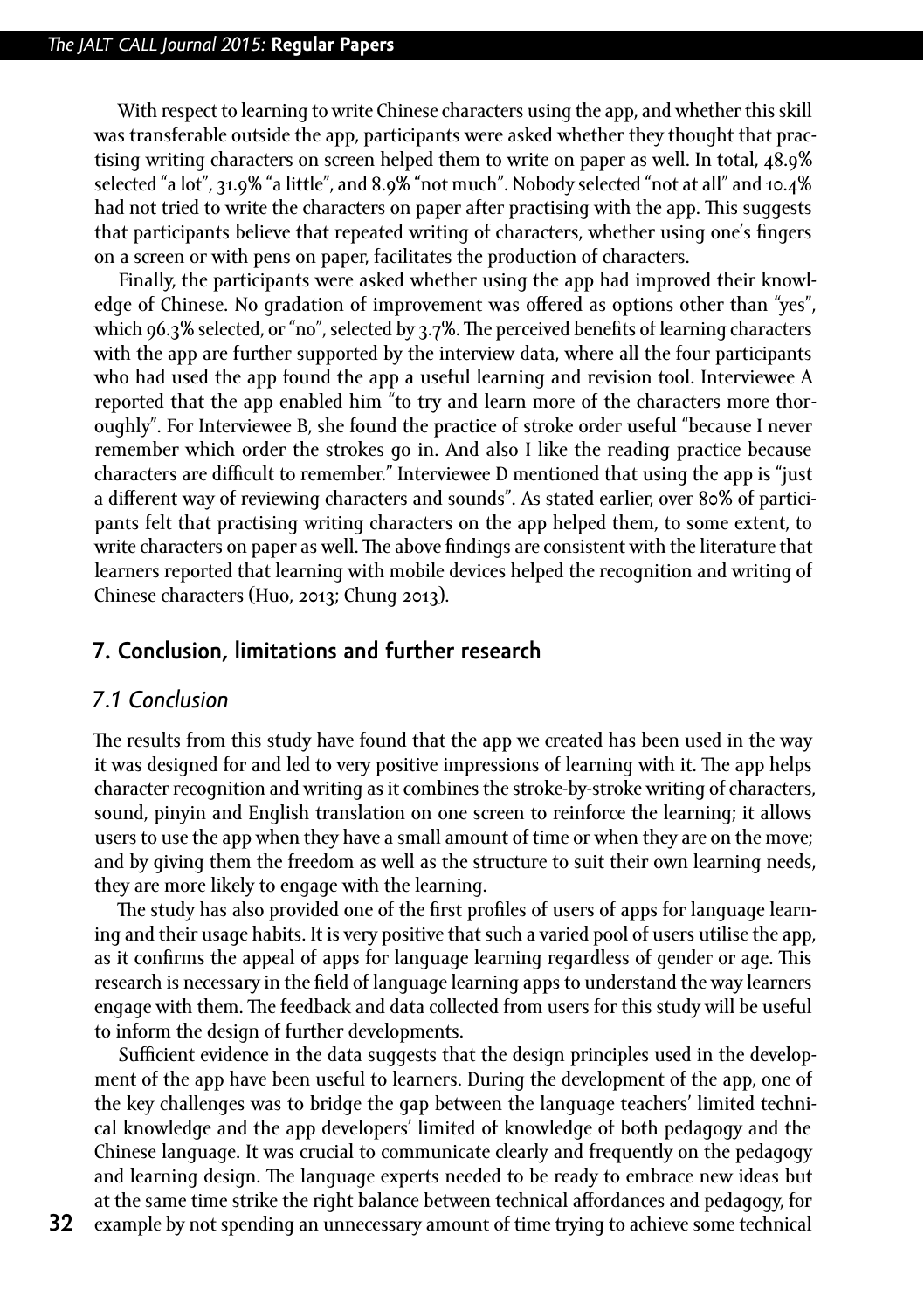With respect to learning to write Chinese characters using the app, and whether this skill was transferable outside the app, participants were asked whether they thought that practising writing characters on screen helped them to write on paper as well. In total, 48.9% selected "a lot", 31.9% "a little", and 8.9% "not much". Nobody selected "not at all" and 10.4% had not tried to write the characters on paper after practising with the app. This suggests that participants believe that repeated writing of characters, whether using one's fingers on a screen or with pens on paper, facilitates the production of characters.

Finally, the participants were asked whether using the app had improved their knowledge of Chinese. No gradation of improvement was offered as options other than "yes", which 96.3% selected, or "no", selected by 3.7%. The perceived benefits of learning characters with the app are further supported by the interview data, where all the four participants who had used the app found the app a useful learning and revision tool. Interviewee A reported that the app enabled him "to try and learn more of the characters more thoroughly". For Interviewee B, she found the practice of stroke order useful "because I never remember which order the strokes go in. And also I like the reading practice because characters are difficult to remember." Interviewee D mentioned that using the app is "just a different way of reviewing characters and sounds". As stated earlier, over 80% of participants felt that practising writing characters on the app helped them, to some extent, to write characters on paper as well. The above findings are consistent with the literature that learners reported that learning with mobile devices helped the recognition and writing of Chinese characters (Huo, 2013; Chung 2013).

## 7. Conclusion, limitations and further research

### 7.1 Conclusion

The results from this study have found that the app we created has been used in the way it was designed for and led to very positive impressions of learning with it. The app helps character recognition and writing as it combines the stroke-by-stroke writing of characters, sound, pinyin and English translation on one screen to reinforce the learning; it allows users to use the app when they have a small amount of time or when they are on the move; and by giving them the freedom as well as the structure to suit their own learning needs, they are more likely to engage with the learning.

The study has also provided one of the first profiles of users of apps for language learning and their usage habits. It is very positive that such a varied pool of users utilise the app, as it confirms the appeal of apps for language learning regardless of gender or age. This research is necessary in the field of language learning apps to understand the way learners engage with them. The feedback and data collected from users for this study will be useful to inform the design of further developments.

Sufficient evidence in the data suggests that the design principles used in the development of the app have been useful to learners. During the development of the app, one of the key challenges was to bridge the gap between the language teachers' limited technical knowledge and the app developers' limited of knowledge of both pedagogy and the Chinese language. It was crucial to communicate clearly and frequently on the pedagogy and learning design. The language experts needed to be ready to embrace new ideas but at the same time strike the right balance between technical affordances and pedagogy, for example by not spending an unnecessary amount of time trying to achieve some technical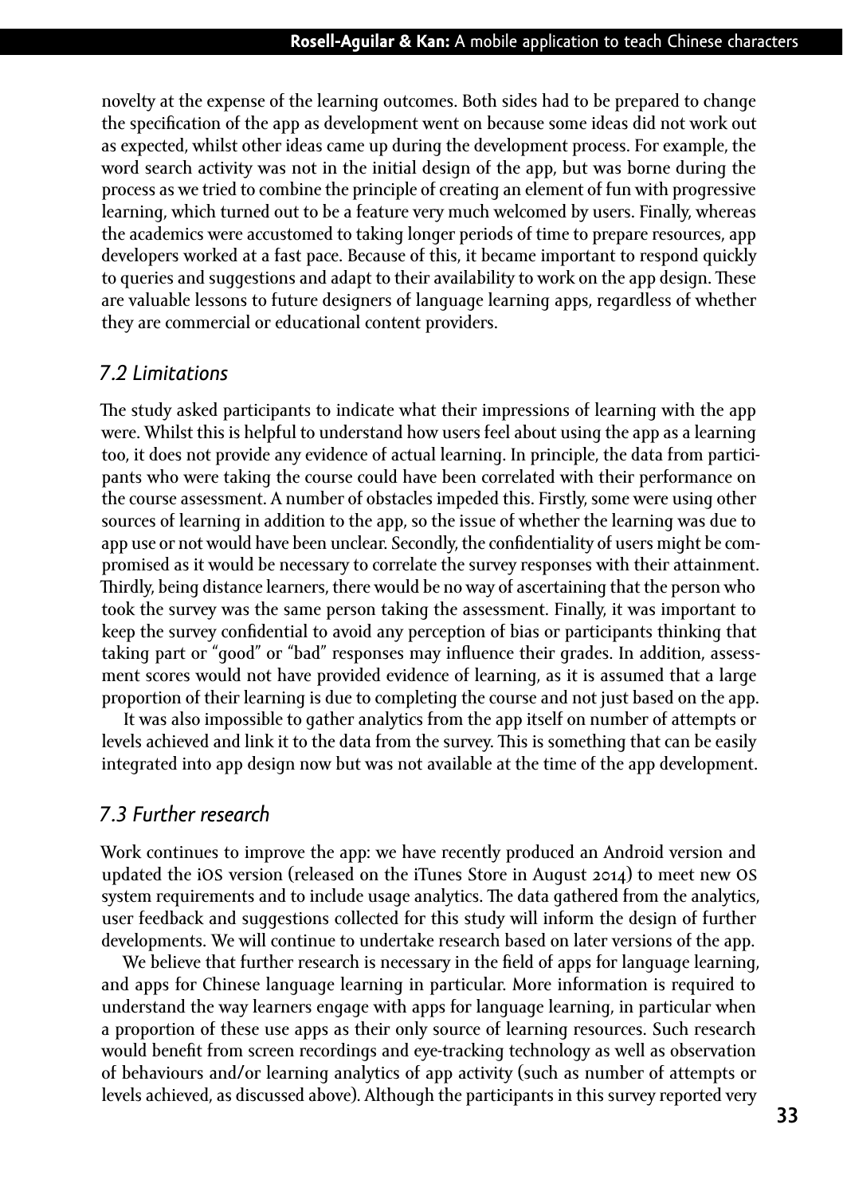novelty at the expense of the learning outcomes. Both sides had to be prepared to change the specification of the app as development went on because some ideas did not work out as expected, whilst other ideas came up during the development process. For example, the word search activity was not in the initial design of the app, but was borne during the process as we tried to combine the principle of creating an element of fun with progressive learning, which turned out to be a feature very much welcomed by users. Finally, whereas the academics were accustomed to taking longer periods of time to prepare resources, app developers worked at a fast pace. Because of this, it became important to respond quickly to queries and suggestions and adapt to their availability to work on the app design. These are valuable lessons to future designers of language learning apps, regardless of whether they are commercial or educational content providers.

### *7.2 Limitations*

The study asked participants to indicate what their impressions of learning with the app were. Whilst this is helpful to understand how users feel about using the app as a learning too, it does not provide any evidence of actual learning. In principle, the data from participants who were taking the course could have been correlated with their performance on the course assessment. A number of obstacles impeded this. Firstly, some were using other sources of learning in addition to the app, so the issue of whether the learning was due to app use or not would have been unclear. Secondly, the confidentiality of users might be compromised as it would be necessary to correlate the survey responses with their attainment. Thirdly, being distance learners, there would be no way of ascertaining that the person who took the survey was the same person taking the assessment. Finally, it was important to keep the survey confidential to avoid any perception of bias or participants thinking that taking part or "good" or "bad" responses may influence their grades. In addition, assessment scores would not have provided evidence of learning, as it is assumed that a large proportion of their learning is due to completing the course and not just based on the app.

It was also impossible to gather analytics from the app itself on number of attempts or levels achieved and link it to the data from the survey. This is something that can be easily integrated into app design now but was not available at the time of the app development.

### *7.3 Further research*

Work continues to improve the app: we have recently produced an Android version and updated the iOS version (released on the iTunes Store in August 2014) to meet new OS system requirements and to include usage analytics. The data gathered from the analytics, user feedback and suggestions collected for this study will inform the design of further developments. We will continue to undertake research based on later versions of the app.

We believe that further research is necessary in the field of apps for language learning, and apps for Chinese language learning in particular. More information is required to understand the way learners engage with apps for language learning, in particular when a proportion of these use apps as their only source of learning resources. Such research would benefit from screen recordings and eye-tracking technology as well as observation of behaviours and/or learning analytics of app activity (such as number of attempts or levels achieved, as discussed above). Although the participants in this survey reported very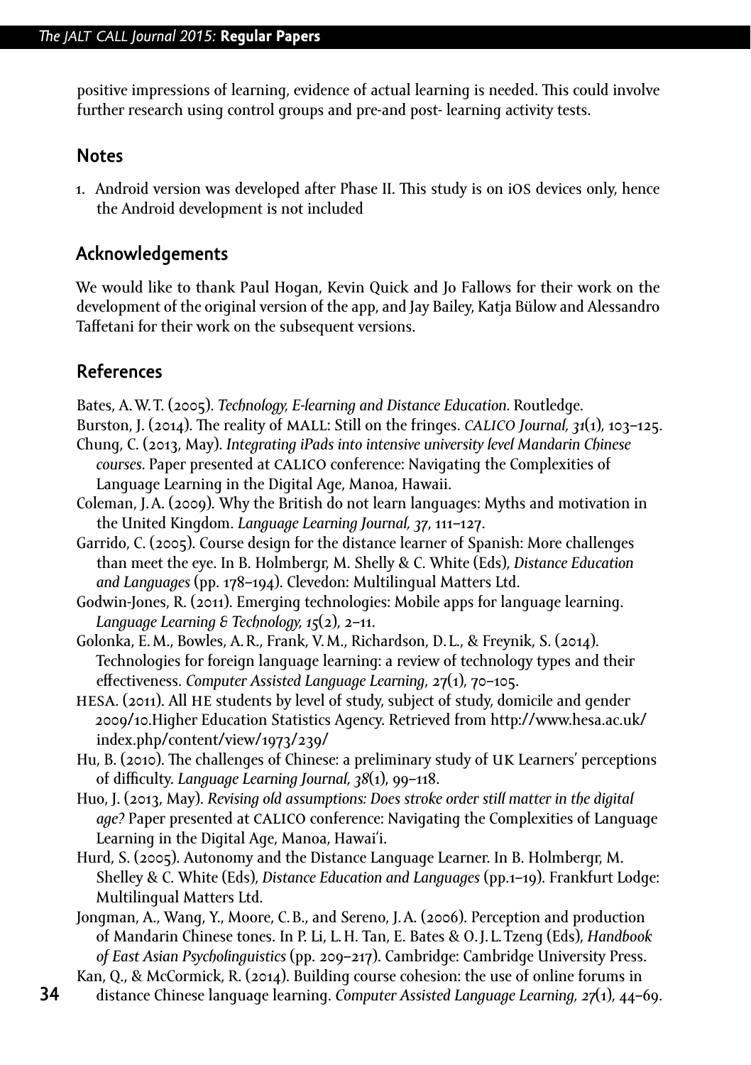positive impressions of learning, evidence of actual learning is needed. This could involve further research using control groups and pre-and post- learning activity tests.

## Notes

1. Android version was developed after Phase II. This study is on iOS devices only, hence the Android development is not included

## Acknowledgements

We would like to thank Paul Hogan, Kevin Quick and Jo Fallows for their work on the development of the original version of the app, and Jay Bailey, Katja Bülow and Alessandro Taffetani for their work on the subsequent versions.

## References

Bates, A. W. T. (2005). *Technology, E-learning and Distance Education.* Routledge.

Burston, J. (2014). The reality of MALL: Still on the fringes. *CALICO Journal, 31*(1), 103–125.

Chung, C. (2013, May). *Integrating iPads into intensive university level Mandarin Chinese courses.* Paper presented at CALICO conference: Navigating the Complexities of Language Learning in the Digital Age, Manoa, Hawaii.

Coleman, J. A. (2009). Why the British do not learn languages: Myths and motivation in the United Kingdom. *Language Learning Journal, 37*, 111–127.

Garrido, C. (2005). Course design for the distance learner of Spanish: More challenges than meet the eye. In B. Holmbergr, M. Shelly & C. White (Eds), *Distance Education and Languages* (pp. 178–194). Clevedon: Multilingual Matters Ltd.

Godwin-Jones, R. (2011). Emerging technologies: Mobile apps for language learning. *Language Learning & Technology, 15*(2), 2–11.

Golonka, E. M., Bowles, A. R., Frank, V. M., Richardson, D. L., & Freynik, S. (2014). Technologies for foreign language learning: a review of technology types and their effectiveness. *Computer Assisted Language Learning, 27*(1), 70–105.

HESA. (2011). All HE students by level of study, subject of study, domicile and gender 2009/10.Higher Education Statistics Agency. Retrieved from http://www.hesa.ac.uk/index.php/content/view/1973/239/

Hu, B. (2010). The challenges of Chinese: a preliminary study of UK Learners' perceptions of difficulty. *Language Learning Journal, 38*(1), 99–118.

Huo, J. (2013, May). *Revising old assumptions: Does stroke order still matter in the digital age?* Paper presented at CALICO conference: Navigating the Complexities of Language Learning in the Digital Age, Manoa, Hawai'i.

Hurd, S. (2005). Autonomy and the Distance Language Learner. In B. Holmbergr, M. Shelley & C. White (Eds), *Distance Education and Languages* (pp.1–19). Frankfurt Lodge: Multilingual Matters Ltd.

Jongman, A., Wang, Y., Moore, C. B., and Sereno, J. A. (2006). Perception and production of Mandarin Chinese tones. In P. Li, L. H. Tan, E. Bates & O. J. L. Tzeng (Eds), *Handbook of East Asian Psycholinguistics* (pp. 209–217). Cambridge: Cambridge University Press.

Kan, Q., & McCormick, R. (2014). Building course cohesion: the use of online forums in distance Chinese language learning. *Computer Assisted Language Learning, 27*(1), 44–69.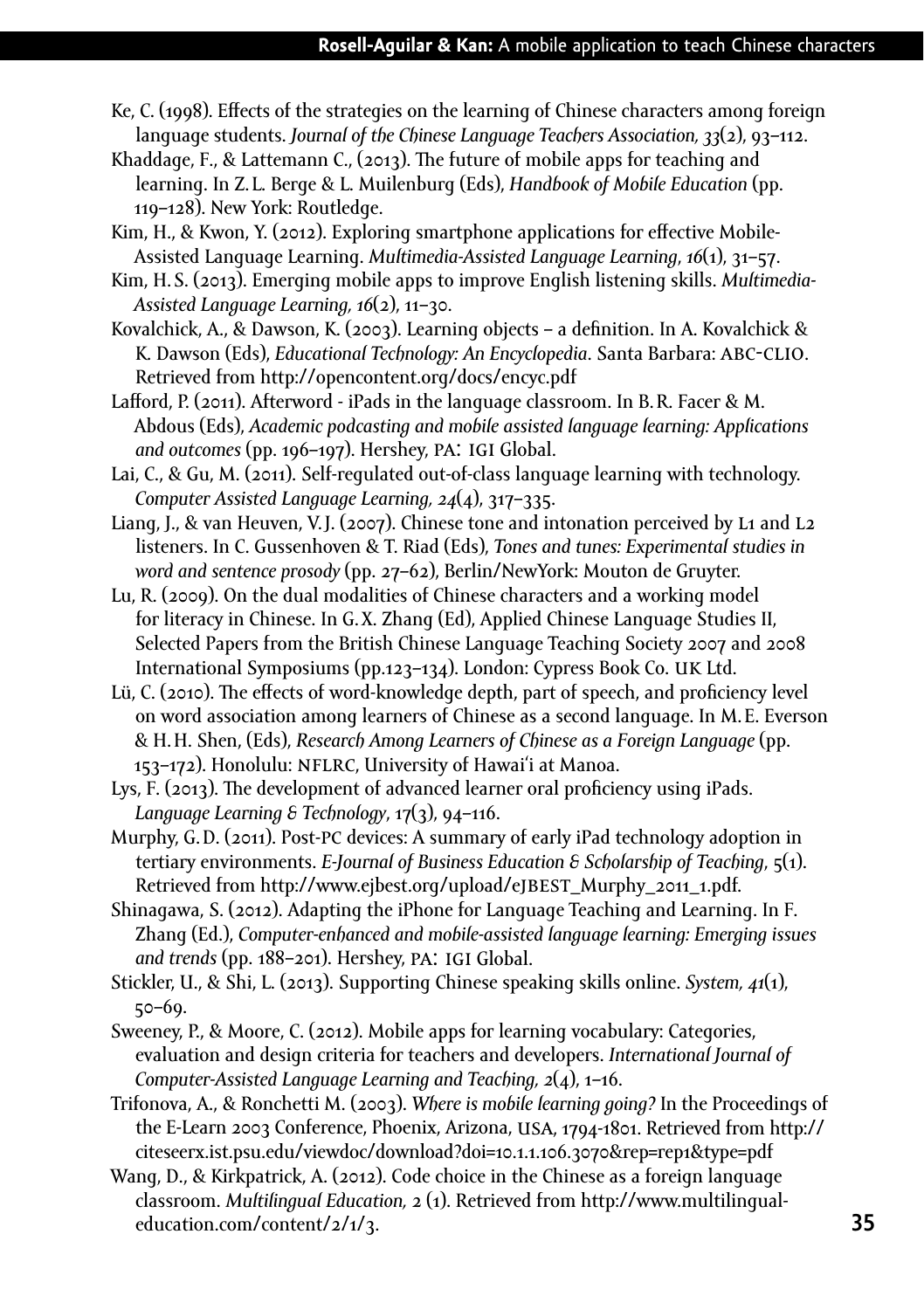Ke, C. (1998). Effects of the strategies on the learning of Chinese characters among foreign language students. *Journal of the Chinese Language Teachers Association, 33*(2), 93–112.

Khaddage, F., & Lattemann C., (2013). The future of mobile apps for teaching and learning. In Z. L. Berge & L. Muilenburg (Eds), *Handbook of Mobile Education* (pp. 119–128). New York: Routledge.

Kim, H., & Kwon, Y. (2012). Exploring smartphone applications for effective Mobile-Assisted Language Learning. *Multimedia-Assisted Language Learning*, *16*(1), 31–57.

Kim, H. S. (2013). Emerging mobile apps to improve English listening skills. *Multimedia-Assisted Language Learning, 16*(2), 11–30.

Kovalchick, A., & Dawson, K. (2003). Learning objects – a definition. In A. Kovalchick & K. Dawson (Eds), *Educational Technology: An Encyclopedia*. Santa Barbara: ABC-CLIO. Retrieved from http://opencontent.org/docs/encyc.pdf

Lafford, P. (2011). Afterword - iPads in the language classroom. In B. R. Facer & M. Abdous (Eds), *Academic podcasting and mobile assisted language learning: Applications and outcomes* (pp. 196–197). Hershey, PA: IGI Global.

Lai, C., & Gu, M. (2011). Self-regulated out-of-class language learning with technology. *Computer Assisted Language Learning, 24*(4), 317–335.

Liang, J., & van Heuven, V. J. (2007). Chinese tone and intonation perceived by L1 and L2 listeners. In C. Gussenhoven & T. Riad (Eds), *Tones and tunes: Experimental studies in word and sentence prosody* (pp. 27–62), Berlin/NewYork: Mouton de Gruyter.

Lu, R. (2009). On the dual modalities of Chinese characters and a working model for literacy in Chinese. In G. X. Zhang (Ed), Applied Chinese Language Studies II, Selected Papers from the British Chinese Language Teaching Society 2007 and 2008 International Symposiums (pp.123–134). London: Cypress Book Co. UK Ltd.

Lü, C. (2010). The effects of word-knowledge depth, part of speech, and proficiency level on word association among learners of Chinese as a second language. In M. E. Everson & H. H. Shen, (Eds), *Research Among Learners of Chinese as a Foreign Language* (pp. 153–172). Honolulu: NFLRC, University of Hawai'i at Manoa.

Lys, F. (2013). The development of advanced learner oral proficiency using iPads. *Language Learning & Technology*, 17(3), 94–116.

Murphy, G. D. (2011). Post-PC devices: A summary of early iPad technology adoption in tertiary environments. *E-Journal of Business Education & Scholarship of Teaching*, 5(1). Retrieved from http://www.ejbest.org/upload/eJBEST_Murphy_2011_1.pdf.

Shinagawa, S. (2012). Adapting the iPhone for Language Teaching and Learning. In F. Zhang (Ed.), *Computer-enhanced and mobile-assisted language learning: Emerging issues and trends* (pp. 188–201). Hershey, PA: IGI Global.

Stickler, U., & Shi, L. (2013). Supporting Chinese speaking skills online. *System, 41*(1), 50–69.

Sweeney, P., & Moore, C. (2012). Mobile apps for learning vocabulary: Categories, evaluation and design criteria for teachers and developers. *International Journal of Computer-Assisted Language Learning and Teaching, 2*(4), 1–16.

Trifonova, A., & Ronchetti M. (2003). *Where is mobile learning going?* In the Proceedings of the E-Learn 2003 Conference, Phoenix, Arizona, USA, 1794-1801. Retrieved from http://citeseerx.ist.psu.edu/viewdoc/download?doi=10.1.1.106.3070&rep=rep1&type=pdf

Wang, D., & Kirkpatrick, A. (2012). Code choice in the Chinese as a foreign language classroom. *Multilingual Education,* 2 (1). Retrieved from http://www.multilingual-education.com/content/2/1/3.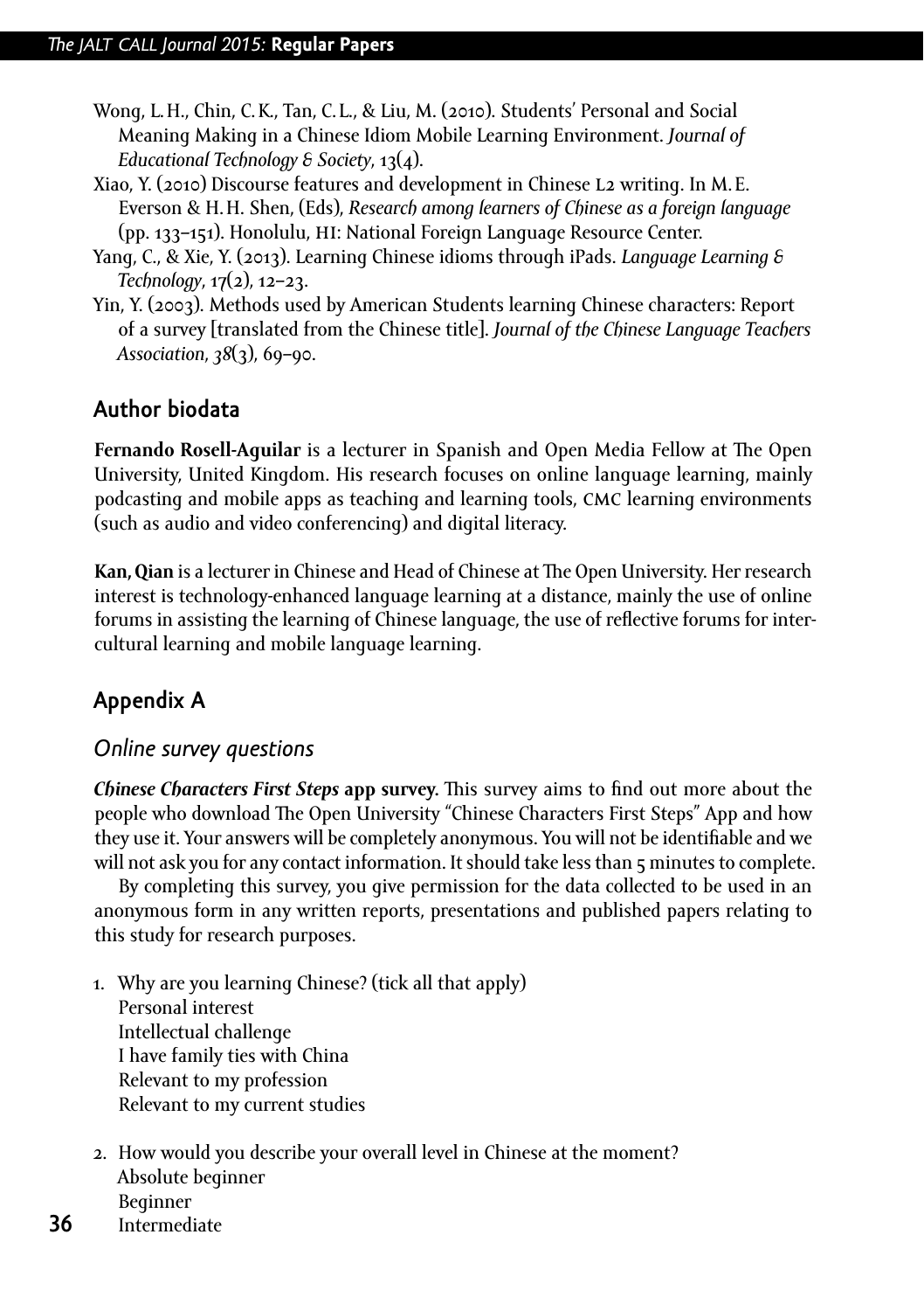Wong, L. H., Chin, C. K., Tan, C. L., & Liu, M. (2010). Students' Personal and Social Meaning Making in a Chinese Idiom Mobile Learning Environment. *Journal of Educational Technology & Society*, 13(4).

Xiao, Y. (2010) Discourse features and development in Chinese L2 writing. In M. E. Everson & H. H. Shen, (Eds), *Research among learners of Chinese as a foreign language* (pp. 133–151). Honolulu, HI: National Foreign Language Resource Center.

Yang, C., & Xie, Y. (2013). Learning Chinese idioms through iPads. *Language Learning & Technology*, 17(2), 12–23.

Yin, Y. (2003). Methods used by American Students learning Chinese characters: Report of a survey [translated from the Chinese title]. *Journal of the Chinese Language Teachers Association*, *38*(3), 69–90.

## Author biodata

**Fernando Rosell-Aguilar** is a lecturer in Spanish and Open Media Fellow at The Open University, United Kingdom. His research focuses on online language learning, mainly podcasting and mobile apps as teaching and learning tools, CMC learning environments (such as audio and video conferencing) and digital literacy.

**Kan, Qian** is a lecturer in Chinese and Head of Chinese at The Open University. Her research interest is technology-enhanced language learning at a distance, mainly the use of online forums in assisting the learning of Chinese language, the use of reflective forums for intercultural learning and mobile language learning.

## Appendix A

### *Online survey questions*

***Chinese Characters First Steps* app survey.** This survey aims to find out more about the people who download The Open University "Chinese Characters First Steps" App and how they use it. Your answers will be completely anonymous. You will not be identifiable and we will not ask you for any contact information. It should take less than 5 minutes to complete.

By completing this survey, you give permission for the data collected to be used in an anonymous form in any written reports, presentations and published papers relating to this study for research purposes.

1. Why are you learning Chinese? (tick all that apply)
   Personal interest
   Intellectual challenge
   I have family ties with China
   Relevant to my profession
   Relevant to my current studies

2. How would you describe your overall level in Chinese at the moment?
   Absolute beginner
   Beginner
   Intermediate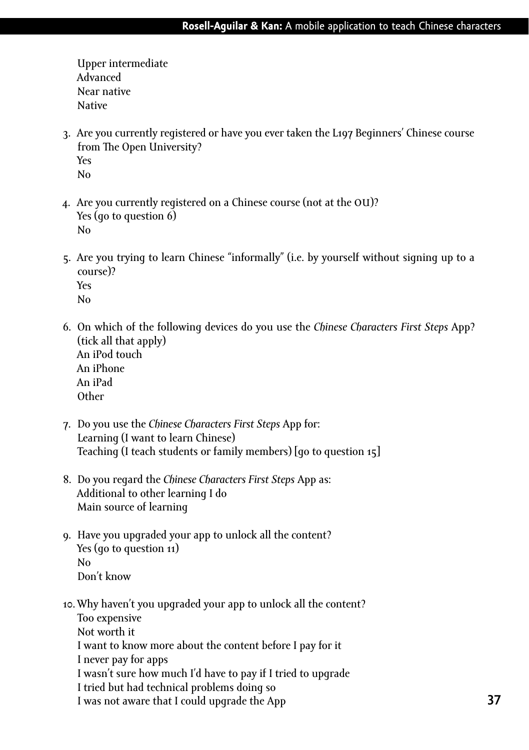Upper intermediate
Advanced
Near native
Native

3. Are you currently registered or have you ever taken the L197 Beginners' Chinese course from The Open University?
   Yes
   No

4. Are you currently registered on a Chinese course (not at the OU)?
   Yes (go to question 6)
   No

5. Are you trying to learn Chinese "informally" (i.e. by yourself without signing up to a course)?
   Yes
   No

6. On which of the following devices do you use the *Chinese Characters First Steps* App? (tick all that apply)
   An iPod touch
   An iPhone
   An iPad
   Other

7. Do you use the *Chinese Characters First Steps* App for:
   Learning (I want to learn Chinese)
   Teaching (I teach students or family members) [go to question 15]

8. Do you regard the *Chinese Characters First Steps* App as:
   Additional to other learning I do
   Main source of learning

9. Have you upgraded your app to unlock all the content?
   Yes (go to question 11)
   No
   Don't know

10. Why haven't you upgraded your app to unlock all the content?
    Too expensive
    Not worth it
    I want to know more about the content before I pay for it
    I never pay for apps
    I wasn't sure how much I'd have to pay if I tried to upgrade
    I tried but had technical problems doing so
    I was not aware that I could upgrade the App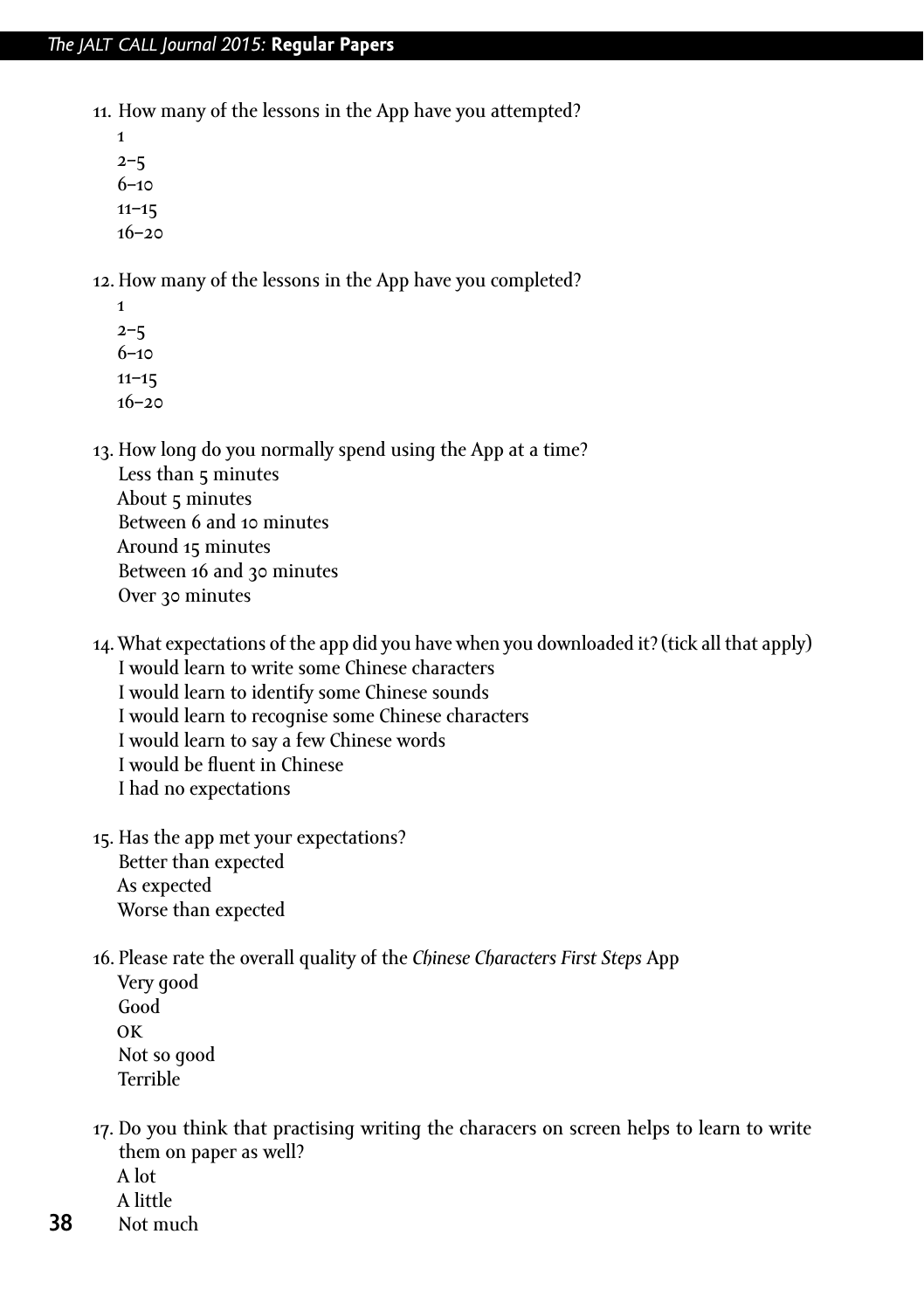11. How many of the lessons in the App have you attempted?
    1
    2–5
    6–10
    11–15
    16–20

12. How many of the lessons in the App have you completed?
    1
    2–5
    6–10
    11–15
    16–20

13. How long do you normally spend using the App at a time?
    Less than 5 minutes
    About 5 minutes
    Between 6 and 10 minutes
    Around 15 minutes
    Between 16 and 30 minutes
    Over 30 minutes

14. What expectations of the app did you have when you downloaded it? (tick all that apply)
    I would learn to write some Chinese characters
    I would learn to identify some Chinese sounds
    I would learn to recognise some Chinese characters
    I would learn to say a few Chinese words
    I would be fluent in Chinese
    I had no expectations

15. Has the app met your expectations?
    Better than expected
    As expected
    Worse than expected

16. Please rate the overall quality of the *Chinese Characters First Steps* App
    Very good
    Good
    OK
    Not so good
    Terrible

17. Do you think that practising writing the characers on screen helps to learn to write them on paper as well?
    A lot
    A little
    Not much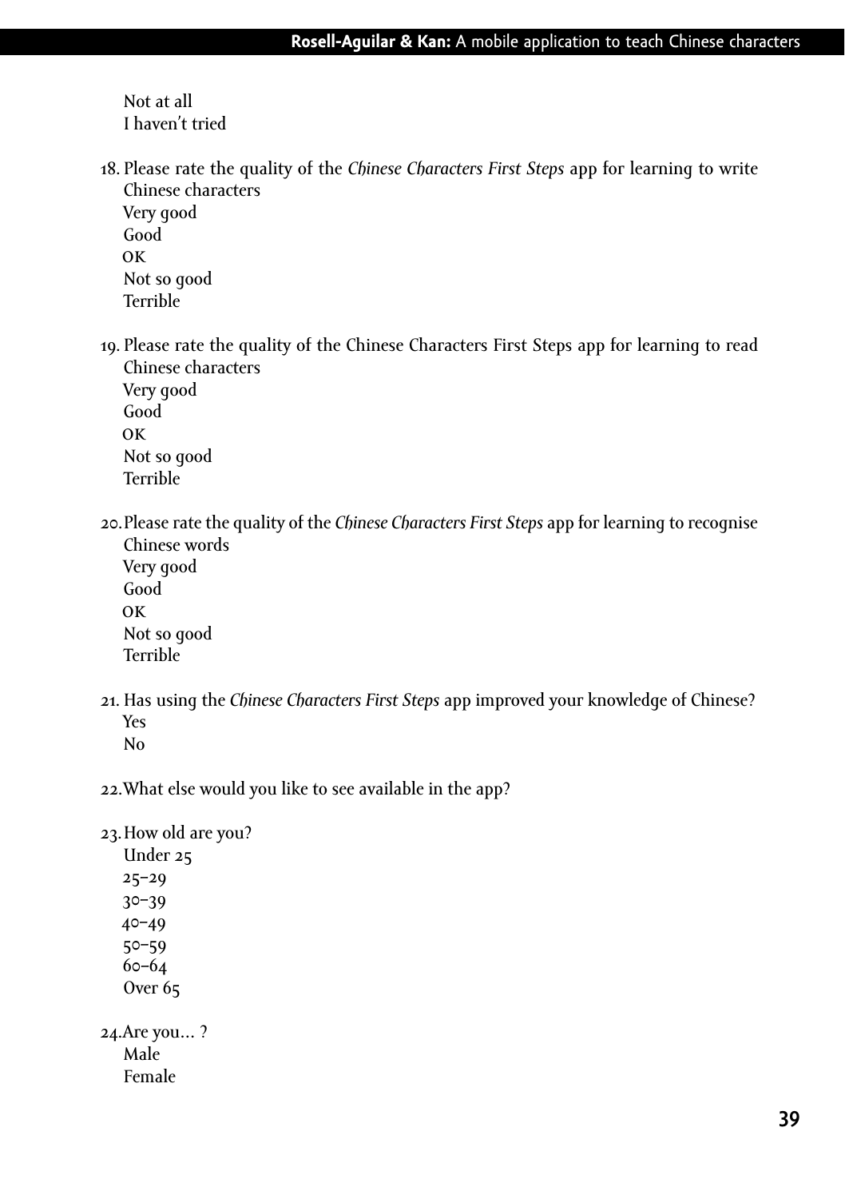Not at all
I haven't tried

18. Please rate the quality of the *Chinese Characters First Steps* app for learning to write Chinese characters
    Very good
    Good
    OK
    Not so good
    Terrible

19. Please rate the quality of the Chinese Characters First Steps app for learning to read Chinese characters
    Very good
    Good
    OK
    Not so good
    Terrible

20. Please rate the quality of the *Chinese Characters First Steps* app for learning to recognise Chinese words
    Very good
    Good
    OK
    Not so good
    Terrible

21. Has using the *Chinese Characters First Steps* app improved your knowledge of Chinese?
    Yes
    No

22. What else would you like to see available in the app?

23. How old are you?
    Under 25
    25–29
    30–39
    40–49
    50–59
    60–64
    Over 65

24. Are you... ?
    Male
    Female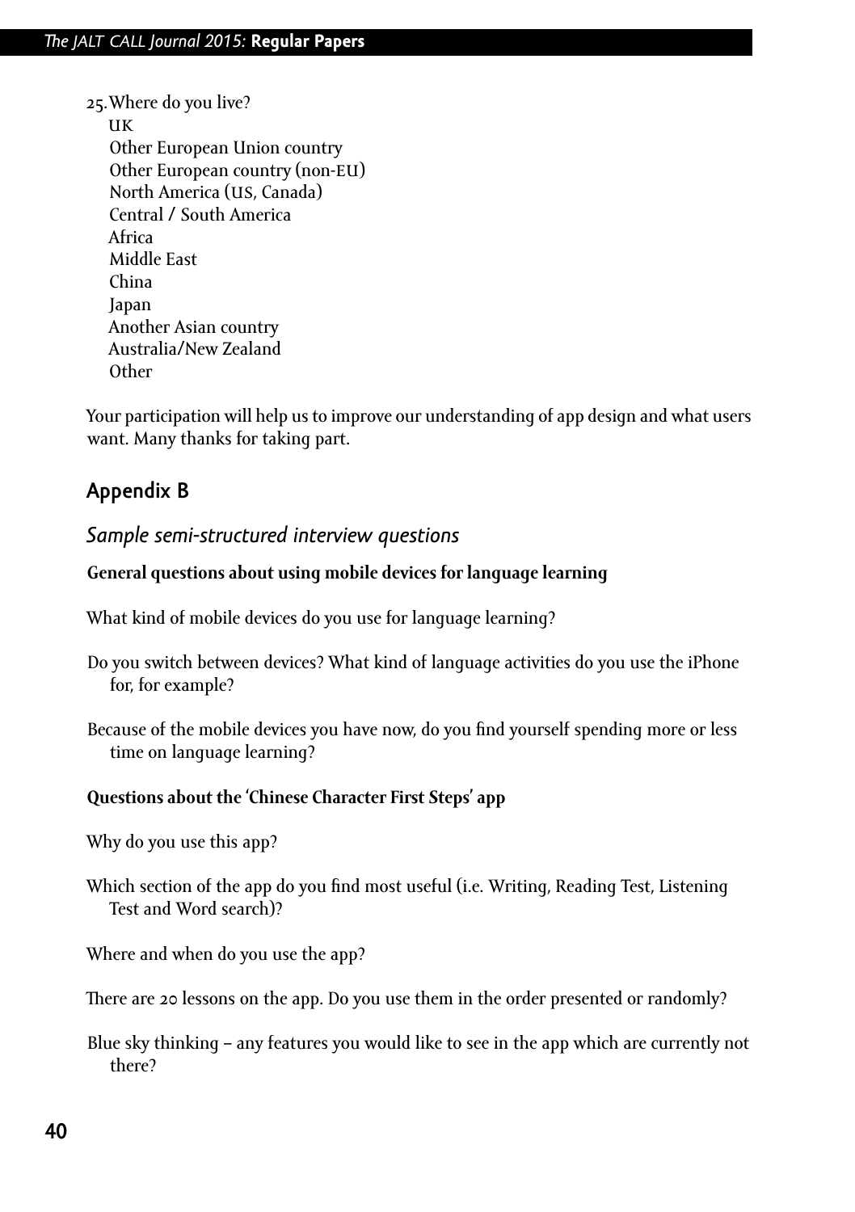25. Where do you live?
   - UK
   - Other European Union country
   - Other European country (non-EU)
   - North America (US, Canada)
   - Central / South America
   - Africa
   - Middle East
   - China
   - Japan
   - Another Asian country
   - Australia/New Zealand
   - Other

Your participation will help us to improve our understanding of app design and what users want. Many thanks for taking part.

## Appendix B

### *Sample semi-structured interview questions*

**General questions about using mobile devices for language learning**

What kind of mobile devices do you use for language learning?

Do you switch between devices? What kind of language activities do you use the iPhone for, for example?

Because of the mobile devices you have now, do you find yourself spending more or less time on language learning?

**Questions about the 'Chinese Character First Steps' app**

Why do you use this app?

Which section of the app do you find most useful (i.e. Writing, Reading Test, Listening Test and Word search)?

Where and when do you use the app?

There are 20 lessons on the app. Do you use them in the order presented or randomly?

Blue sky thinking – any features you would like to see in the app which are currently not there?